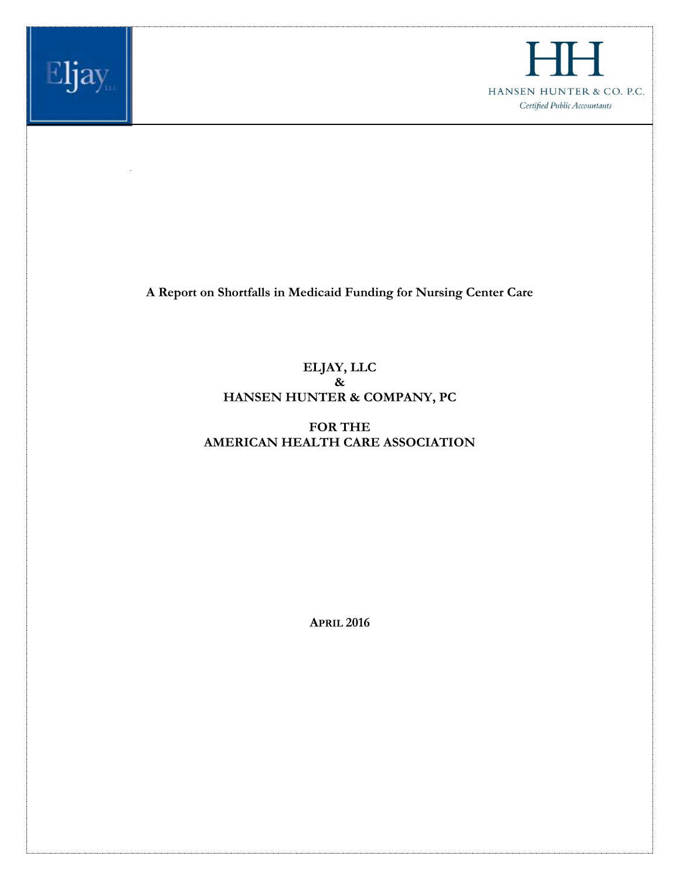Eljay, LLC

HH

HANSEN HUNTER & CO. P.C.

*Certified Public Accountants*

# A Report on Shortfalls in Medicaid Funding for Nursing Center Care

**ELJAY, LLC**
**&**
**HANSEN HUNTER & COMPANY, PC**

**FOR THE**
**AMERICAN HEALTH CARE ASSOCIATION**

**APRIL 2016**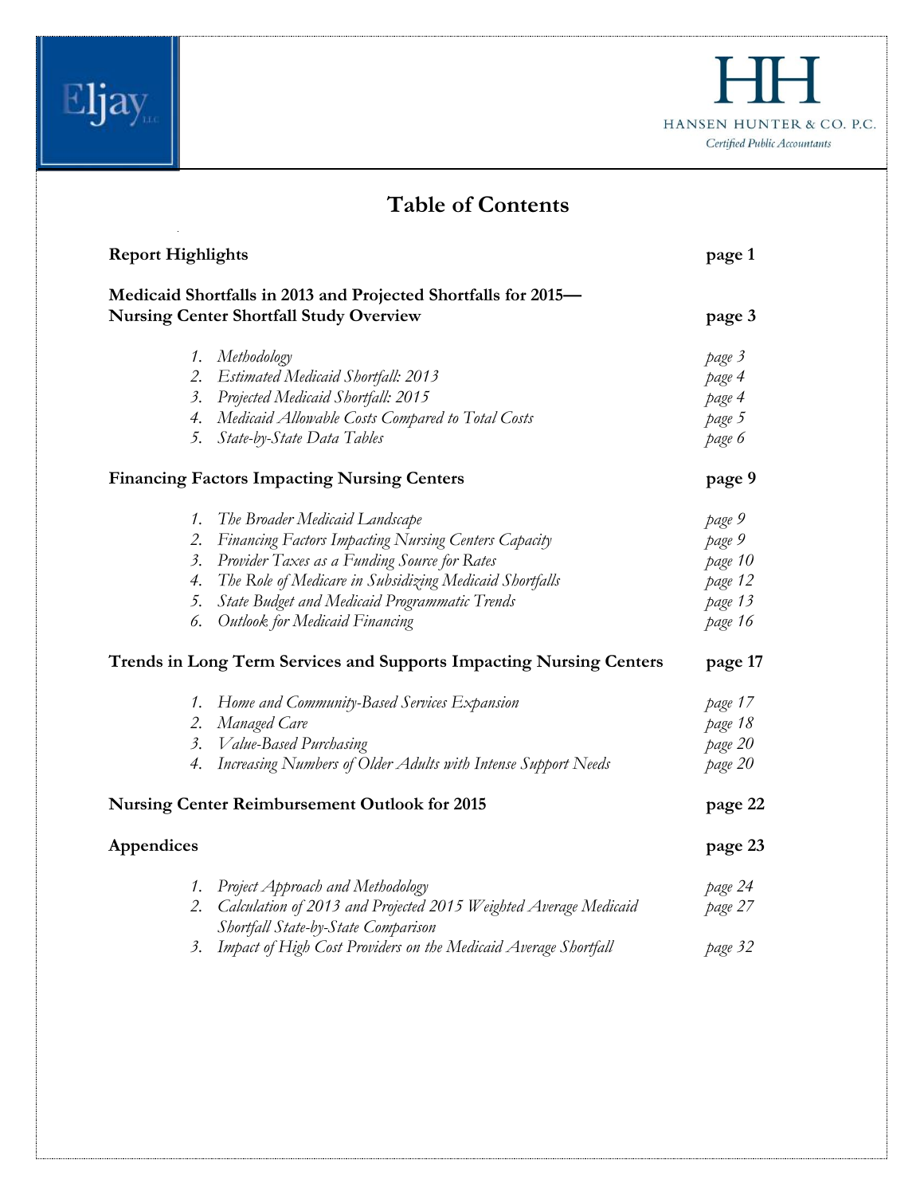# Table of Contents

| | |
|---|---|
| **Report Highlights** | **page 1** |
| **Medicaid Shortfalls in 2013 and Projected Shortfalls for 2015—Nursing Center Shortfall Study Overview** | **page 3** |
| 1. *Methodology* | *page 3* |
| 2. *Estimated Medicaid Shortfall: 2013* | *page 4* |
| 3. *Projected Medicaid Shortfall: 2015* | *page 4* |
| 4. *Medicaid Allowable Costs Compared to Total Costs* | *page 5* |
| 5. *State-by-State Data Tables* | *page 6* |
| **Financing Factors Impacting Nursing Centers** | **page 9** |
| 1. *The Broader Medicaid Landscape* | *page 9* |
| 2. *Financing Factors Impacting Nursing Centers Capacity* | *page 9* |
| 3. *Provider Taxes as a Funding Source for Rates* | *page 10* |
| 4. *The Role of Medicare in Subsidizing Medicaid Shortfalls* | *page 12* |
| 5. *State Budget and Medicaid Programmatic Trends* | *page 13* |
| 6. *Outlook for Medicaid Financing* | *page 16* |
| **Trends in Long Term Services and Supports Impacting Nursing Centers** | **page 17** |
| 1. *Home and Community-Based Services Expansion* | *page 17* |
| 2. *Managed Care* | *page 18* |
| 3. *Value-Based Purchasing* | *page 20* |
| 4. *Increasing Numbers of Older Adults with Intense Support Needs* | *page 20* |
| **Nursing Center Reimbursement Outlook for 2015** | **page 22** |
| **Appendices** | **page 23** |
| 1. *Project Approach and Methodology* | *page 24* |
| 2. *Calculation of 2013 and Projected 2015 Weighted Average Medicaid Shortfall State-by-State Comparison* | *page 27* |
| 3. *Impact of High Cost Providers on the Medicaid Average Shortfall* | *page 32* |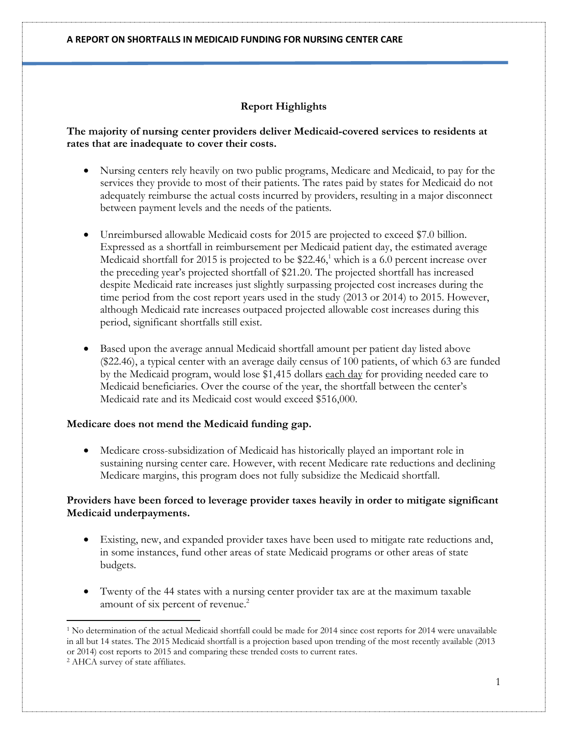## Report Highlights

**The majority of nursing center providers deliver Medicaid-covered services to residents at rates that are inadequate to cover their costs.**

- Nursing centers rely heavily on two public programs, Medicare and Medicaid, to pay for the services they provide to most of their patients. The rates paid by states for Medicaid do not adequately reimburse the actual costs incurred by providers, resulting in a major disconnect between payment levels and the needs of the patients.

- Unreimbursed allowable Medicaid costs for 2015 are projected to exceed $7.0 billion. Expressed as a shortfall in reimbursement per Medicaid patient day, the estimated average Medicaid shortfall for 2015 is projected to be $22.46,[1] which is a 6.0 percent increase over the preceding year's projected shortfall of $21.20. The projected shortfall has increased despite Medicaid rate increases just slightly surpassing projected cost increases during the time period from the cost report years used in the study (2013 or 2014) to 2015. However, although Medicaid rate increases outpaced projected allowable cost increases during this period, significant shortfalls still exist.

- Based upon the average annual Medicaid shortfall amount per patient day listed above ($22.46), a typical center with an average daily census of 100 patients, of which 63 are funded by the Medicaid program, would lose $1,415 dollars <u>each day</u> for providing needed care to Medicaid beneficiaries. Over the course of the year, the shortfall between the center's Medicaid rate and its Medicaid cost would exceed $516,000.

**Medicare does not mend the Medicaid funding gap.**

- Medicare cross-subsidization of Medicaid has historically played an important role in sustaining nursing center care. However, with recent Medicare rate reductions and declining Medicare margins, this program does not fully subsidize the Medicaid shortfall.

**Providers have been forced to leverage provider taxes heavily in order to mitigate significant Medicaid underpayments.**

- Existing, new, and expanded provider taxes have been used to mitigate rate reductions and, in some instances, fund other areas of state Medicaid programs or other areas of state budgets.

- Twenty of the 44 states with a nursing center provider tax are at the maximum taxable amount of six percent of revenue.[2]

---

[1] No determination of the actual Medicaid shortfall could be made for 2014 since cost reports for 2014 were unavailable in all but 14 states. The 2015 Medicaid shortfall is a projection based upon trending of the most recently available (2013 or 2014) cost reports to 2015 and comparing these trended costs to current rates.

[2] AHCA survey of state affiliates.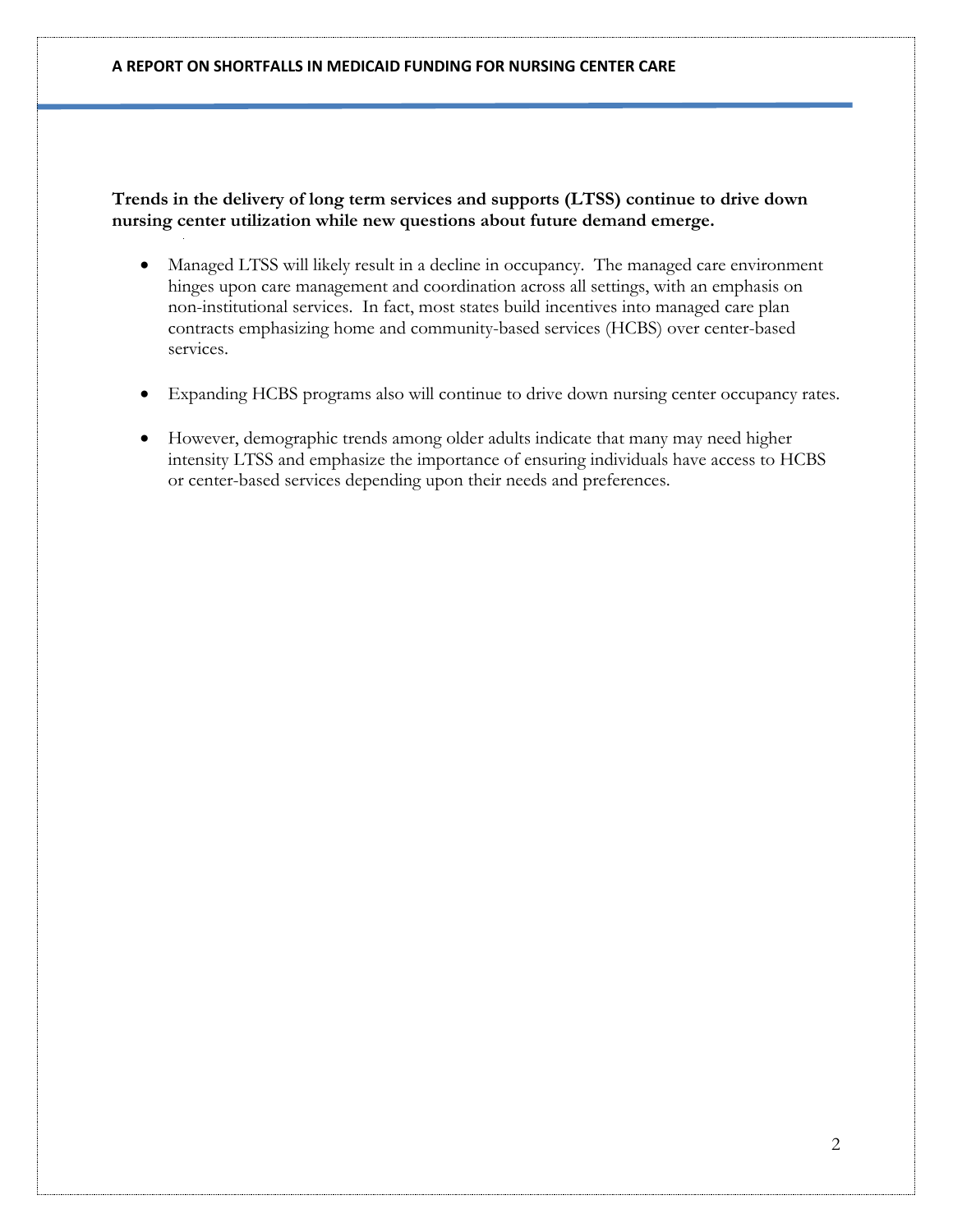**Trends in the delivery of long term services and supports (LTSS) continue to drive down nursing center utilization while new questions about future demand emerge.**

- Managed LTSS will likely result in a decline in occupancy. The managed care environment hinges upon care management and coordination across all settings, with an emphasis on non-institutional services. In fact, most states build incentives into managed care plan contracts emphasizing home and community-based services (HCBS) over center-based services.

- Expanding HCBS programs also will continue to drive down nursing center occupancy rates.

- However, demographic trends among older adults indicate that many may need higher intensity LTSS and emphasize the importance of ensuring individuals have access to HCBS or center-based services depending upon their needs and preferences.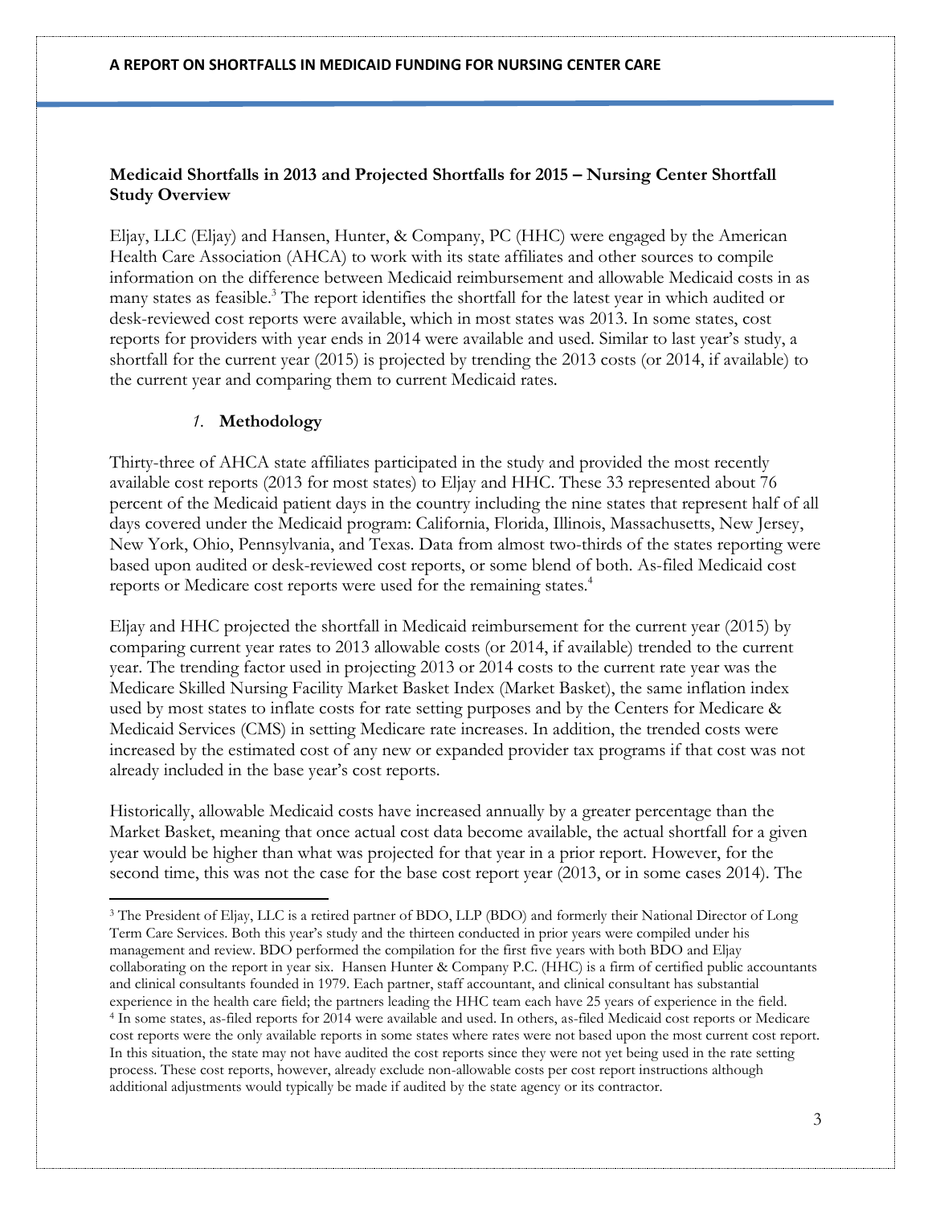**Medicaid Shortfalls in 2013 and Projected Shortfalls for 2015 – Nursing Center Shortfall Study Overview**

Eljay, LLC (Eljay) and Hansen, Hunter, & Company, PC (HHC) were engaged by the American Health Care Association (AHCA) to work with its state affiliates and other sources to compile information on the difference between Medicaid reimbursement and allowable Medicaid costs in as many states as feasible.[3] The report identifies the shortfall for the latest year in which audited or desk-reviewed cost reports were available, which in most states was 2013. In some states, cost reports for providers with year ends in 2014 were available and used. Similar to last year's study, a shortfall for the current year (2015) is projected by trending the 2013 costs (or 2014, if available) to the current year and comparing them to current Medicaid rates.

*1.* **Methodology**

Thirty-three of AHCA state affiliates participated in the study and provided the most recently available cost reports (2013 for most states) to Eljay and HHC. These 33 represented about 76 percent of the Medicaid patient days in the country including the nine states that represent half of all days covered under the Medicaid program: California, Florida, Illinois, Massachusetts, New Jersey, New York, Ohio, Pennsylvania, and Texas. Data from almost two-thirds of the states reporting were based upon audited or desk-reviewed cost reports, or some blend of both. As-filed Medicaid cost reports or Medicare cost reports were used for the remaining states.[4]

Eljay and HHC projected the shortfall in Medicaid reimbursement for the current year (2015) by comparing current year rates to 2013 allowable costs (or 2014, if available) trended to the current year. The trending factor used in projecting 2013 or 2014 costs to the current rate year was the Medicare Skilled Nursing Facility Market Basket Index (Market Basket), the same inflation index used by most states to inflate costs for rate setting purposes and by the Centers for Medicare & Medicaid Services (CMS) in setting Medicare rate increases. In addition, the trended costs were increased by the estimated cost of any new or expanded provider tax programs if that cost was not already included in the base year's cost reports.

Historically, allowable Medicaid costs have increased annually by a greater percentage than the Market Basket, meaning that once actual cost data become available, the actual shortfall for a given year would be higher than what was projected for that year in a prior report. However, for the second time, this was not the case for the base cost report year (2013, or in some cases 2014). The

---

[3] The President of Eljay, LLC is a retired partner of BDO, LLP (BDO) and formerly their National Director of Long Term Care Services. Both this year's study and the thirteen conducted in prior years were compiled under his management and review. BDO performed the compilation for the first five years with both BDO and Eljay collaborating on the report in year six. Hansen Hunter & Company P.C. (HHC) is a firm of certified public accountants and clinical consultants founded in 1979. Each partner, staff accountant, and clinical consultant has substantial experience in the health care field; the partners leading the HHC team each have 25 years of experience in the field.

[4] In some states, as-filed reports for 2014 were available and used. In others, as-filed Medicaid cost reports or Medicare cost reports were the only available reports in some states where rates were not based upon the most current cost report. In this situation, the state may not have audited the cost reports since they were not yet being used in the rate setting process. These cost reports, however, already exclude non-allowable costs per cost report instructions although additional adjustments would typically be made if audited by the state agency or its contractor.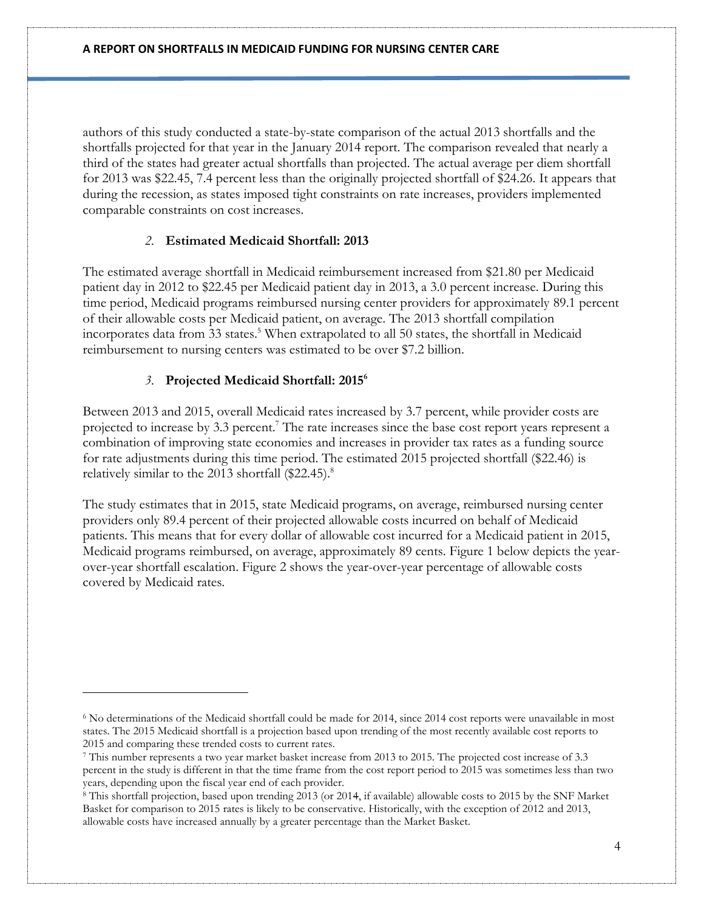authors of this study conducted a state-by-state comparison of the actual 2013 shortfalls and the shortfalls projected for that year in the January 2014 report. The comparison revealed that nearly a third of the states had greater actual shortfalls than projected. The actual average per diem shortfall for 2013 was $22.45, 7.4 percent less than the originally projected shortfall of $24.26. It appears that during the recession, as states imposed tight constraints on rate increases, providers implemented comparable constraints on cost increases.

### *2.* Estimated Medicaid Shortfall: 2013

The estimated average shortfall in Medicaid reimbursement increased from $21.80 per Medicaid patient day in 2012 to $22.45 per Medicaid patient day in 2013, a 3.0 percent increase. During this time period, Medicaid programs reimbursed nursing center providers for approximately 89.1 percent of their allowable costs per Medicaid patient, on average. The 2013 shortfall compilation incorporates data from 33 states.[5] When extrapolated to all 50 states, the shortfall in Medicaid reimbursement to nursing centers was estimated to be over $7.2 billion.

### *3.* Projected Medicaid Shortfall: 2015[6]

Between 2013 and 2015, overall Medicaid rates increased by 3.7 percent, while provider costs are projected to increase by 3.3 percent.[7] The rate increases since the base cost report years represent a combination of improving state economies and increases in provider tax rates as a funding source for rate adjustments during this time period. The estimated 2015 projected shortfall ($22.46) is relatively similar to the 2013 shortfall ($22.45).[8]

The study estimates that in 2015, state Medicaid programs, on average, reimbursed nursing center providers only 89.4 percent of their projected allowable costs incurred on behalf of Medicaid patients. This means that for every dollar of allowable cost incurred for a Medicaid patient in 2015, Medicaid programs reimbursed, on average, approximately 89 cents. Figure 1 below depicts the year-over-year shortfall escalation. Figure 2 shows the year-over-year percentage of allowable costs covered by Medicaid rates.

---

[6] No determinations of the Medicaid shortfall could be made for 2014, since 2014 cost reports were unavailable in most states. The 2015 Medicaid shortfall is a projection based upon trending of the most recently available cost reports to 2015 and comparing these trended costs to current rates.

[7] This number represents a two year market basket increase from 2013 to 2015. The projected cost increase of 3.3 percent in the study is different in that the time frame from the cost report period to 2015 was sometimes less than two years, depending upon the fiscal year end of each provider.

[8] This shortfall projection, based upon trending 2013 (or 2014, if available) allowable costs to 2015 by the SNF Market Basket for comparison to 2015 rates is likely to be conservative. Historically, with the exception of 2012 and 2013, allowable costs have increased annually by a greater percentage than the Market Basket.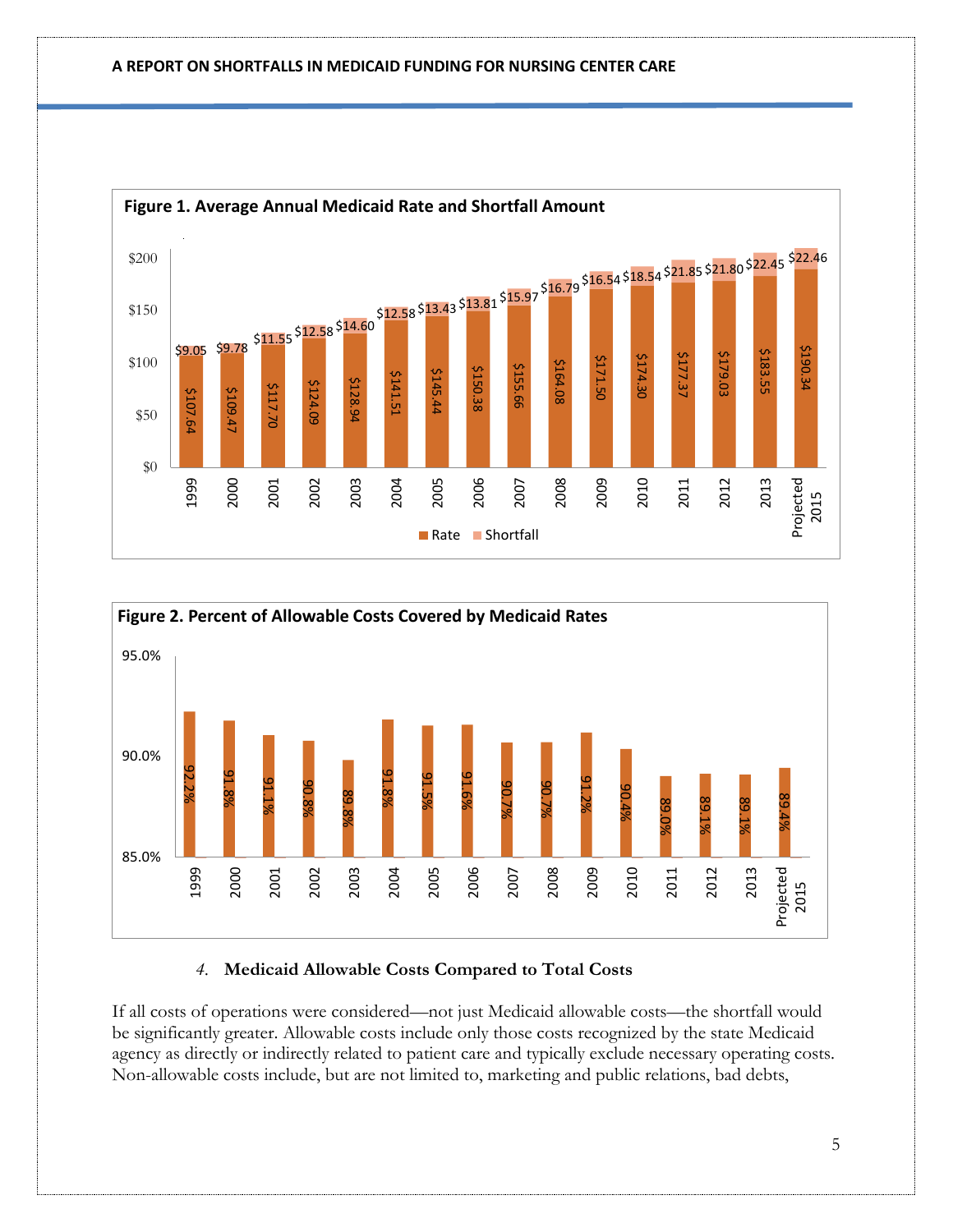**Figure 1. Average Annual Medicaid Rate and Shortfall Amount**

| Year | Rate | Shortfall |
|---|---|---|
| 1999 | $107.64 | $9.05 |
| 2000 | $109.47 | $9.78 |
| 2001 | $117.70 | $11.55 |
| 2002 | $124.09 | $12.58 |
| 2003 | $128.94 | $14.60 |
| 2004 | $141.51 | $12.58 |
| 2005 | $145.44 | $13.43 |
| 2006 | $150.38 | $13.81 |
| 2007 | $155.66 | $15.97 |
| 2008 | $164.08 | $16.79 |
| 2009 | $171.50 | $16.54 |
| 2010 | $174.30 | $18.54 |
| 2011 | $177.37 | $21.85 |
| 2012 | $179.03 | $21.80 |
| 2013 | $183.55 | $22.45 |
| Projected 2015 | $190.34 | $22.46 |

**Figure 2. Percent of Allowable Costs Covered by Medicaid Rates**

| Year | Percent |
|---|---|
| 1999 | 92.2% |
| 2000 | 91.8% |
| 2001 | 91.1% |
| 2002 | 90.8% |
| 2003 | 89.8% |
| 2004 | 91.8% |
| 2005 | 91.5% |
| 2006 | 91.6% |
| 2007 | 90.7% |
| 2008 | 90.7% |
| 2009 | 91.2% |
| 2010 | 90.4% |
| 2011 | 89.0% |
| 2012 | 89.1% |
| 2013 | 89.1% |
| Projected 2015 | 89.4% |

### *4.* Medicaid Allowable Costs Compared to Total Costs

If all costs of operations were considered—not just Medicaid allowable costs—the shortfall would be significantly greater. Allowable costs include only those costs recognized by the state Medicaid agency as directly or indirectly related to patient care and typically exclude necessary operating costs. Non-allowable costs include, but are not limited to, marketing and public relations, bad debts,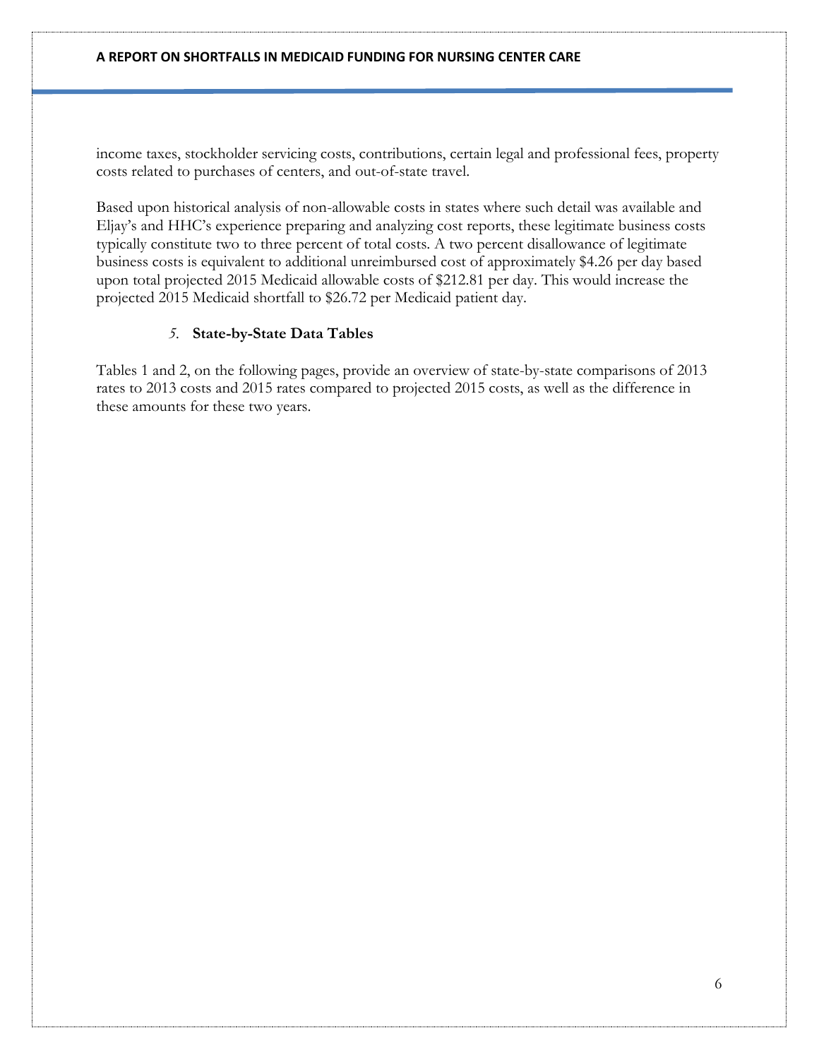income taxes, stockholder servicing costs, contributions, certain legal and professional fees, property costs related to purchases of centers, and out-of-state travel.

Based upon historical analysis of non-allowable costs in states where such detail was available and Eljay's and HHC's experience preparing and analyzing cost reports, these legitimate business costs typically constitute two to three percent of total costs. A two percent disallowance of legitimate business costs is equivalent to additional unreimbursed cost of approximately $4.26 per day based upon total projected 2015 Medicaid allowable costs of $212.81 per day. This would increase the projected 2015 Medicaid shortfall to $26.72 per Medicaid patient day.

### *5.* **State-by-State Data Tables**

Tables 1 and 2, on the following pages, provide an overview of state-by-state comparisons of 2013 rates to 2013 costs and 2015 rates compared to projected 2015 costs, as well as the difference in these amounts for these two years.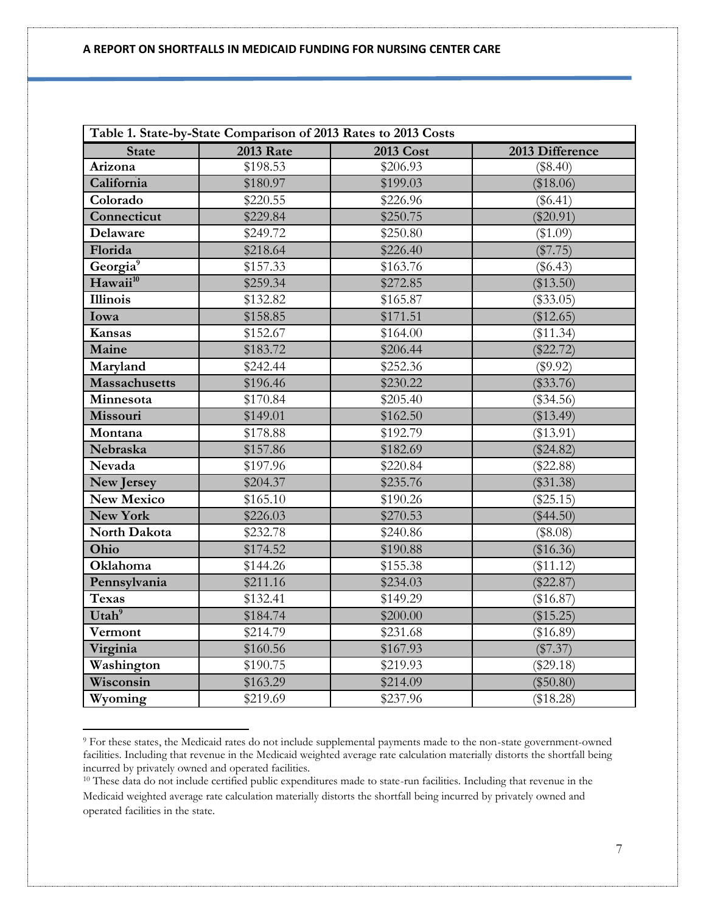| Table 1. State-by-State Comparison of 2013 Rates to 2013 Costs | | | |
|---|---|---|---|
| **State** | **2013 Rate** | **2013 Cost** | **2013 Difference** |
| **Arizona** | $198.53 | $206.93 | ($8.40) |
| **California** | $180.97 | $199.03 | ($18.06) |
| **Colorado** | $220.55 | $226.96 | ($6.41) |
| **Connecticut** | $229.84 | $250.75 | ($20.91) |
| **Delaware** | $249.72 | $250.80 | ($1.09) |
| **Florida** | $218.64 | $226.40 | ($7.75) |
| **Georgia**[9] | $157.33 | $163.76 | ($6.43) |
| **Hawaii**[10] | $259.34 | $272.85 | ($13.50) |
| **Illinois** | $132.82 | $165.87 | ($33.05) |
| **Iowa** | $158.85 | $171.51 | ($12.65) |
| **Kansas** | $152.67 | $164.00 | ($11.34) |
| **Maine** | $183.72 | $206.44 | ($22.72) |
| **Maryland** | $242.44 | $252.36 | ($9.92) |
| **Massachusetts** | $196.46 | $230.22 | ($33.76) |
| **Minnesota** | $170.84 | $205.40 | ($34.56) |
| **Missouri** | $149.01 | $162.50 | ($13.49) |
| **Montana** | $178.88 | $192.79 | ($13.91) |
| **Nebraska** | $157.86 | $182.69 | ($24.82) |
| **Nevada** | $197.96 | $220.84 | ($22.88) |
| **New Jersey** | $204.37 | $235.76 | ($31.38) |
| **New Mexico** | $165.10 | $190.26 | ($25.15) |
| **New York** | $226.03 | $270.53 | ($44.50) |
| **North Dakota** | $232.78 | $240.86 | ($8.08) |
| **Ohio** | $174.52 | $190.88 | ($16.36) |
| **Oklahoma** | $144.26 | $155.38 | ($11.12) |
| **Pennsylvania** | $211.16 | $234.03 | ($22.87) |
| **Texas** | $132.41 | $149.29 | ($16.87) |
| **Utah**[9] | $184.74 | $200.00 | ($15.25) |
| **Vermont** | $214.79 | $231.68 | ($16.89) |
| **Virginia** | $160.56 | $167.93 | ($7.37) |
| **Washington** | $190.75 | $219.93 | ($29.18) |
| **Wisconsin** | $163.29 | $214.09 | ($50.80) |
| **Wyoming** | $219.69 | $237.96 | ($18.28) |

[9] For these states, the Medicaid rates do not include supplemental payments made to the non-state government-owned facilities. Including that revenue in the Medicaid weighted average rate calculation materially distorts the shortfall being incurred by privately owned and operated facilities.

[10] These data do not include certified public expenditures made to state-run facilities. Including that revenue in the Medicaid weighted average rate calculation materially distorts the shortfall being incurred by privately owned and operated facilities in the state.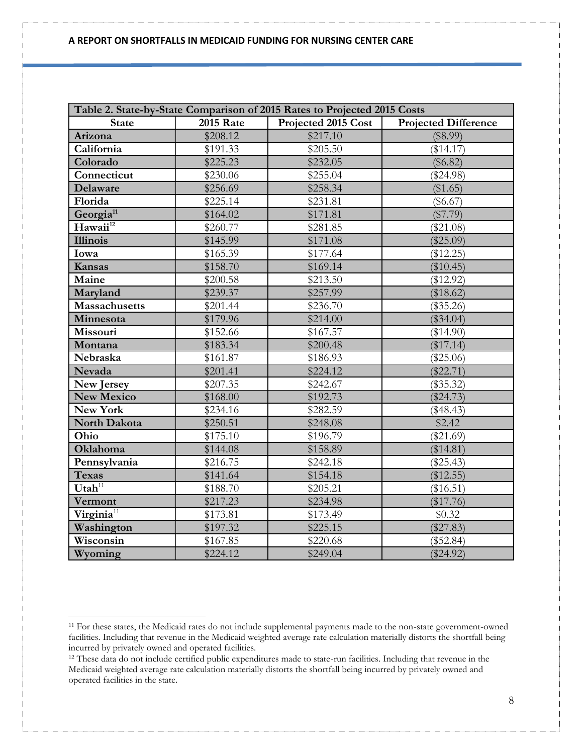| Table 2. State-by-State Comparison of 2015 Rates to Projected 2015 Costs | | | |
|---|---|---|---|
| **State** | **2015 Rate** | **Projected 2015 Cost** | **Projected Difference** |
| **Arizona** | $208.12 | $217.10 | ($8.99) |
| **California** | $191.33 | $205.50 | ($14.17) |
| **Colorado** | $225.23 | $232.05 | ($6.82) |
| **Connecticut** | $230.06 | $255.04 | ($24.98) |
| **Delaware** | $256.69 | $258.34 | ($1.65) |
| **Florida** | $225.14 | $231.81 | ($6.67) |
| **Georgia**[11] | $164.02 | $171.81 | ($7.79) |
| **Hawaii**[12] | $260.77 | $281.85 | ($21.08) |
| **Illinois** | $145.99 | $171.08 | ($25.09) |
| **Iowa** | $165.39 | $177.64 | ($12.25) |
| **Kansas** | $158.70 | $169.14 | ($10.45) |
| **Maine** | $200.58 | $213.50 | ($12.92) |
| **Maryland** | $239.37 | $257.99 | ($18.62) |
| **Massachusetts** | $201.44 | $236.70 | ($35.26) |
| **Minnesota** | $179.96 | $214.00 | ($34.04) |
| **Missouri** | $152.66 | $167.57 | ($14.90) |
| **Montana** | $183.34 | $200.48 | ($17.14) |
| **Nebraska** | $161.87 | $186.93 | ($25.06) |
| **Nevada** | $201.41 | $224.12 | ($22.71) |
| **New Jersey** | $207.35 | $242.67 | ($35.32) |
| **New Mexico** | $168.00 | $192.73 | ($24.73) |
| **New York** | $234.16 | $282.59 | ($48.43) |
| **North Dakota** | $250.51 | $248.08 | $2.42 |
| **Ohio** | $175.10 | $196.79 | ($21.69) |
| **Oklahoma** | $144.08 | $158.89 | ($14.81) |
| **Pennsylvania** | $216.75 | $242.18 | ($25.43) |
| **Texas** | $141.64 | $154.18 | ($12.55) |
| **Utah**[11] | $188.70 | $205.21 | ($16.51) |
| **Vermont** | $217.23 | $234.98 | ($17.76) |
| **Virginia**[11] | $173.81 | $173.49 | $0.32 |
| **Washington** | $197.32 | $225.15 | ($27.83) |
| **Wisconsin** | $167.85 | $220.68 | ($52.84) |
| **Wyoming** | $224.12 | $249.04 | ($24.92) |

[11] For these states, the Medicaid rates do not include supplemental payments made to the non-state government-owned facilities. Including that revenue in the Medicaid weighted average rate calculation materially distorts the shortfall being incurred by privately owned and operated facilities.

[12] These data do not include certified public expenditures made to state-run facilities. Including that revenue in the Medicaid weighted average rate calculation materially distorts the shortfall being incurred by privately owned and operated facilities in the state.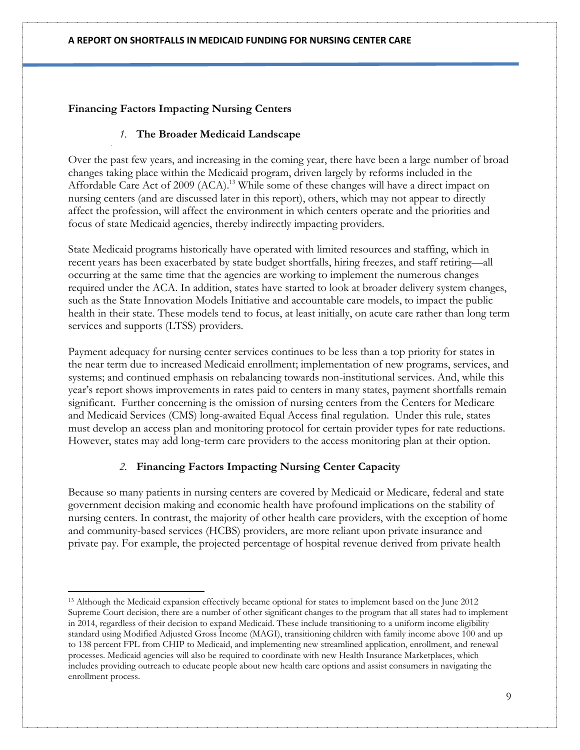## Financing Factors Impacting Nursing Centers

### *1.* The Broader Medicaid Landscape

Over the past few years, and increasing in the coming year, there have been a large number of broad changes taking place within the Medicaid program, driven largely by reforms included in the Affordable Care Act of 2009 (ACA).[13] While some of these changes will have a direct impact on nursing centers (and are discussed later in this report), others, which may not appear to directly affect the profession, will affect the environment in which centers operate and the priorities and focus of state Medicaid agencies, thereby indirectly impacting providers.

State Medicaid programs historically have operated with limited resources and staffing, which in recent years has been exacerbated by state budget shortfalls, hiring freezes, and staff retiring—all occurring at the same time that the agencies are working to implement the numerous changes required under the ACA. In addition, states have started to look at broader delivery system changes, such as the State Innovation Models Initiative and accountable care models, to impact the public health in their state. These models tend to focus, at least initially, on acute care rather than long term services and supports (LTSS) providers.

Payment adequacy for nursing center services continues to be less than a top priority for states in the near term due to increased Medicaid enrollment; implementation of new programs, services, and systems; and continued emphasis on rebalancing towards non-institutional services. And, while this year's report shows improvements in rates paid to centers in many states, payment shortfalls remain significant. Further concerning is the omission of nursing centers from the Centers for Medicare and Medicaid Services (CMS) long-awaited Equal Access final regulation. Under this rule, states must develop an access plan and monitoring protocol for certain provider types for rate reductions. However, states may add long-term care providers to the access monitoring plan at their option.

### *2.* Financing Factors Impacting Nursing Center Capacity

Because so many patients in nursing centers are covered by Medicaid or Medicare, federal and state government decision making and economic health have profound implications on the stability of nursing centers. In contrast, the majority of other health care providers, with the exception of home and community-based services (HCBS) providers, are more reliant upon private insurance and private pay. For example, the projected percentage of hospital revenue derived from private health

---

[13] Although the Medicaid expansion effectively became optional for states to implement based on the June 2012 Supreme Court decision, there are a number of other significant changes to the program that all states had to implement in 2014, regardless of their decision to expand Medicaid. These include transitioning to a uniform income eligibility standard using Modified Adjusted Gross Income (MAGI), transitioning children with family income above 100 and up to 138 percent FPL from CHIP to Medicaid, and implementing new streamlined application, enrollment, and renewal processes. Medicaid agencies will also be required to coordinate with new Health Insurance Marketplaces, which includes providing outreach to educate people about new health care options and assist consumers in navigating the enrollment process.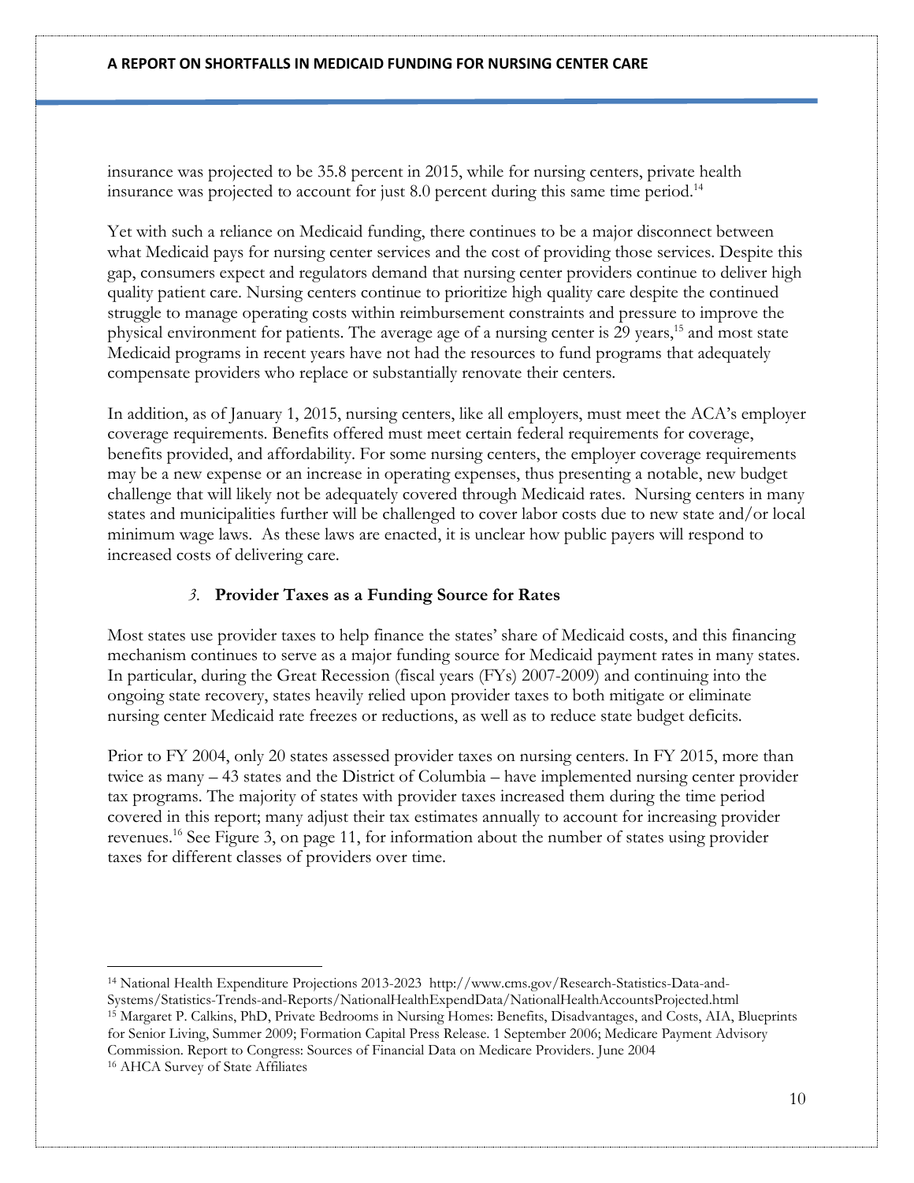insurance was projected to be 35.8 percent in 2015, while for nursing centers, private health insurance was projected to account for just 8.0 percent during this same time period.[14]

Yet with such a reliance on Medicaid funding, there continues to be a major disconnect between what Medicaid pays for nursing center services and the cost of providing those services. Despite this gap, consumers expect and regulators demand that nursing center providers continue to deliver high quality patient care. Nursing centers continue to prioritize high quality care despite the continued struggle to manage operating costs within reimbursement constraints and pressure to improve the physical environment for patients. The average age of a nursing center is 29 years,[15] and most state Medicaid programs in recent years have not had the resources to fund programs that adequately compensate providers who replace or substantially renovate their centers.

In addition, as of January 1, 2015, nursing centers, like all employers, must meet the ACA's employer coverage requirements. Benefits offered must meet certain federal requirements for coverage, benefits provided, and affordability. For some nursing centers, the employer coverage requirements may be a new expense or an increase in operating expenses, thus presenting a notable, new budget challenge that will likely not be adequately covered through Medicaid rates. Nursing centers in many states and municipalities further will be challenged to cover labor costs due to new state and/or local minimum wage laws. As these laws are enacted, it is unclear how public payers will respond to increased costs of delivering care.

### *3.* Provider Taxes as a Funding Source for Rates

Most states use provider taxes to help finance the states' share of Medicaid costs, and this financing mechanism continues to serve as a major funding source for Medicaid payment rates in many states. In particular, during the Great Recession (fiscal years (FYs) 2007-2009) and continuing into the ongoing state recovery, states heavily relied upon provider taxes to both mitigate or eliminate nursing center Medicaid rate freezes or reductions, as well as to reduce state budget deficits.

Prior to FY 2004, only 20 states assessed provider taxes on nursing centers. In FY 2015, more than twice as many – 43 states and the District of Columbia – have implemented nursing center provider tax programs. The majority of states with provider taxes increased them during the time period covered in this report; many adjust their tax estimates annually to account for increasing provider revenues.[16] See Figure 3, on page 11, for information about the number of states using provider taxes for different classes of providers over time.

---

[14] National Health Expenditure Projections 2013-2023 http://www.cms.gov/Research-Statistics-Data-and-Systems/Statistics-Trends-and-Reports/NationalHealthExpendData/NationalHealthAccountsProjected.html

[15] Margaret P. Calkins, PhD, Private Bedrooms in Nursing Homes: Benefits, Disadvantages, and Costs, AIA, Blueprints for Senior Living, Summer 2009; Formation Capital Press Release. 1 September 2006; Medicare Payment Advisory Commission. Report to Congress: Sources of Financial Data on Medicare Providers. June 2004

[16] AHCA Survey of State Affiliates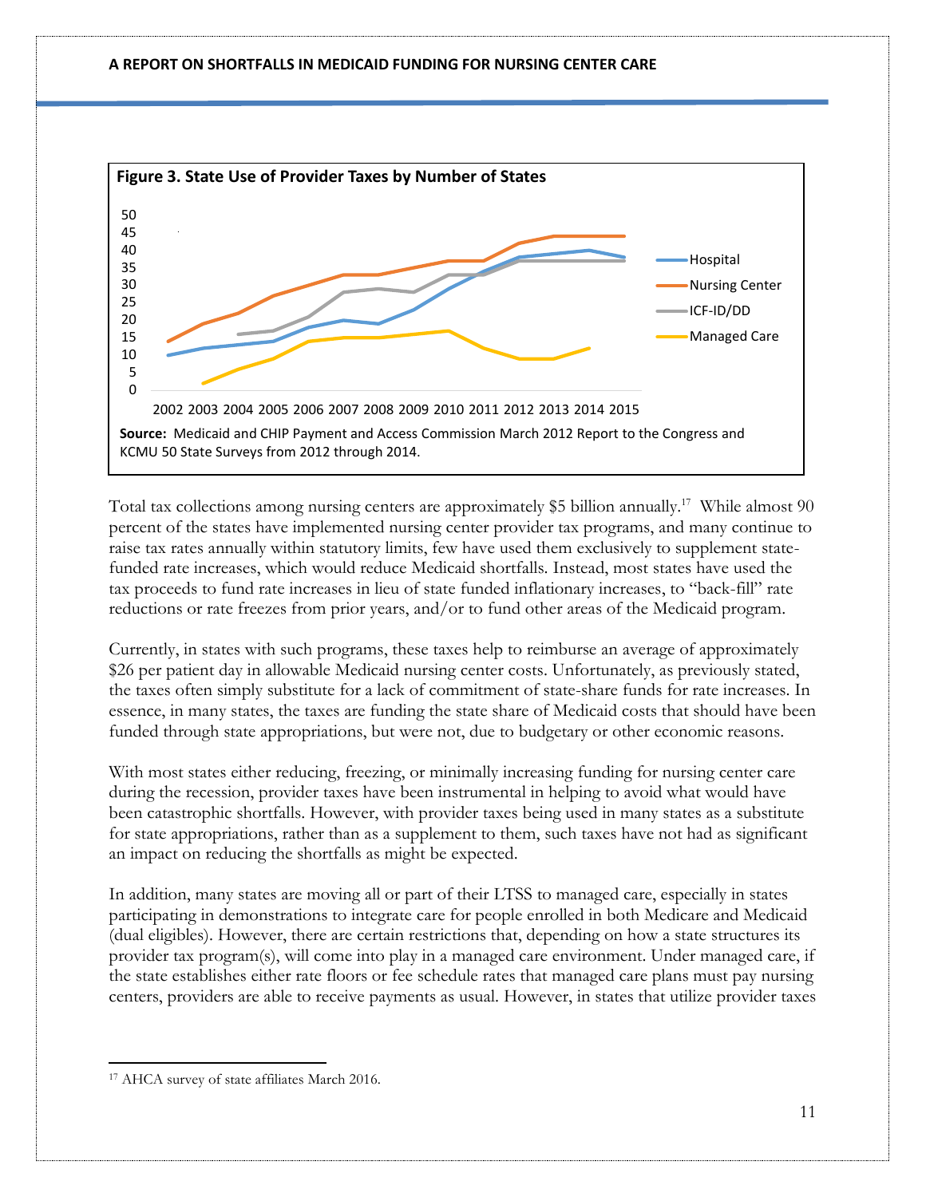**Figure 3. State Use of Provider Taxes by Number of States**

**Source:** Medicaid and CHIP Payment and Access Commission March 2012 Report to the Congress and KCMU 50 State Surveys from 2012 through 2014.

Total tax collections among nursing centers are approximately $5 billion annually.[17] While almost 90 percent of the states have implemented nursing center provider tax programs, and many continue to raise tax rates annually within statutory limits, few have used them exclusively to supplement state-funded rate increases, which would reduce Medicaid shortfalls. Instead, most states have used the tax proceeds to fund rate increases in lieu of state funded inflationary increases, to "back-fill" rate reductions or rate freezes from prior years, and/or to fund other areas of the Medicaid program.

Currently, in states with such programs, these taxes help to reimburse an average of approximately $26 per patient day in allowable Medicaid nursing center costs. Unfortunately, as previously stated, the taxes often simply substitute for a lack of commitment of state-share funds for rate increases. In essence, in many states, the taxes are funding the state share of Medicaid costs that should have been funded through state appropriations, but were not, due to budgetary or other economic reasons.

With most states either reducing, freezing, or minimally increasing funding for nursing center care during the recession, provider taxes have been instrumental in helping to avoid what would have been catastrophic shortfalls. However, with provider taxes being used in many states as a substitute for state appropriations, rather than as a supplement to them, such taxes have not had as significant an impact on reducing the shortfalls as might be expected.

In addition, many states are moving all or part of their LTSS to managed care, especially in states participating in demonstrations to integrate care for people enrolled in both Medicare and Medicaid (dual eligibles). However, there are certain restrictions that, depending on how a state structures its provider tax program(s), will come into play in a managed care environment. Under managed care, if the state establishes either rate floors or fee schedule rates that managed care plans must pay nursing centers, providers are able to receive payments as usual. However, in states that utilize provider taxes

---

[17] AHCA survey of state affiliates March 2016.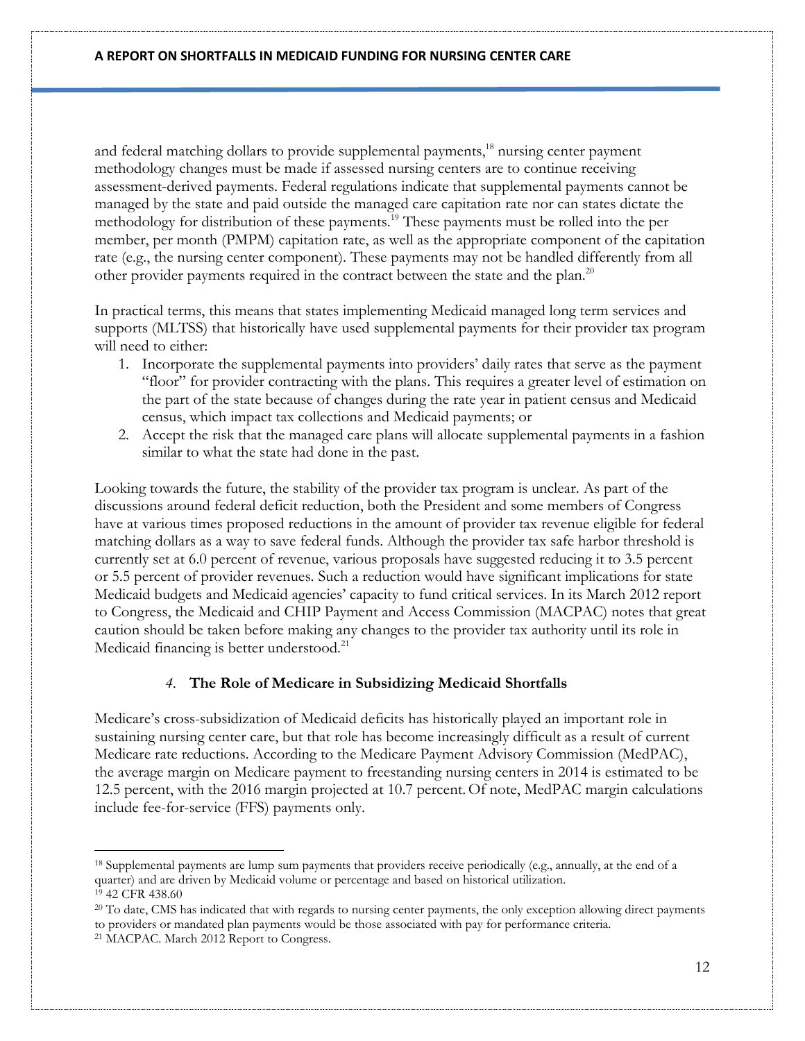and federal matching dollars to provide supplemental payments,[18] nursing center payment methodology changes must be made if assessed nursing centers are to continue receiving assessment-derived payments. Federal regulations indicate that supplemental payments cannot be managed by the state and paid outside the managed care capitation rate nor can states dictate the methodology for distribution of these payments.[19] These payments must be rolled into the per member, per month (PMPM) capitation rate, as well as the appropriate component of the capitation rate (e.g., the nursing center component). These payments may not be handled differently from all other provider payments required in the contract between the state and the plan.[20]

In practical terms, this means that states implementing Medicaid managed long term services and supports (MLTSS) that historically have used supplemental payments for their provider tax program will need to either:

1. Incorporate the supplemental payments into providers' daily rates that serve as the payment "floor" for provider contracting with the plans. This requires a greater level of estimation on the part of the state because of changes during the rate year in patient census and Medicaid census, which impact tax collections and Medicaid payments; or
2. Accept the risk that the managed care plans will allocate supplemental payments in a fashion similar to what the state had done in the past.

Looking towards the future, the stability of the provider tax program is unclear. As part of the discussions around federal deficit reduction, both the President and some members of Congress have at various times proposed reductions in the amount of provider tax revenue eligible for federal matching dollars as a way to save federal funds. Although the provider tax safe harbor threshold is currently set at 6.0 percent of revenue, various proposals have suggested reducing it to 3.5 percent or 5.5 percent of provider revenues. Such a reduction would have significant implications for state Medicaid budgets and Medicaid agencies' capacity to fund critical services. In its March 2012 report to Congress, the Medicaid and CHIP Payment and Access Commission (MACPAC) notes that great caution should be taken before making any changes to the provider tax authority until its role in Medicaid financing is better understood.[21]

### *4.* The Role of Medicare in Subsidizing Medicaid Shortfalls

Medicare's cross-subsidization of Medicaid deficits has historically played an important role in sustaining nursing center care, but that role has become increasingly difficult as a result of current Medicare rate reductions. According to the Medicare Payment Advisory Commission (MedPAC), the average margin on Medicare payment to freestanding nursing centers in 2014 is estimated to be 12.5 percent, with the 2016 margin projected at 10.7 percent. Of note, MedPAC margin calculations include fee-for-service (FFS) payments only.

---

[18] Supplemental payments are lump sum payments that providers receive periodically (e.g., annually, at the end of a quarter) and are driven by Medicaid volume or percentage and based on historical utilization.

[19] 42 CFR 438.60

[20] To date, CMS has indicated that with regards to nursing center payments, the only exception allowing direct payments to providers or mandated plan payments would be those associated with pay for performance criteria.

[21] MACPAC. March 2012 Report to Congress.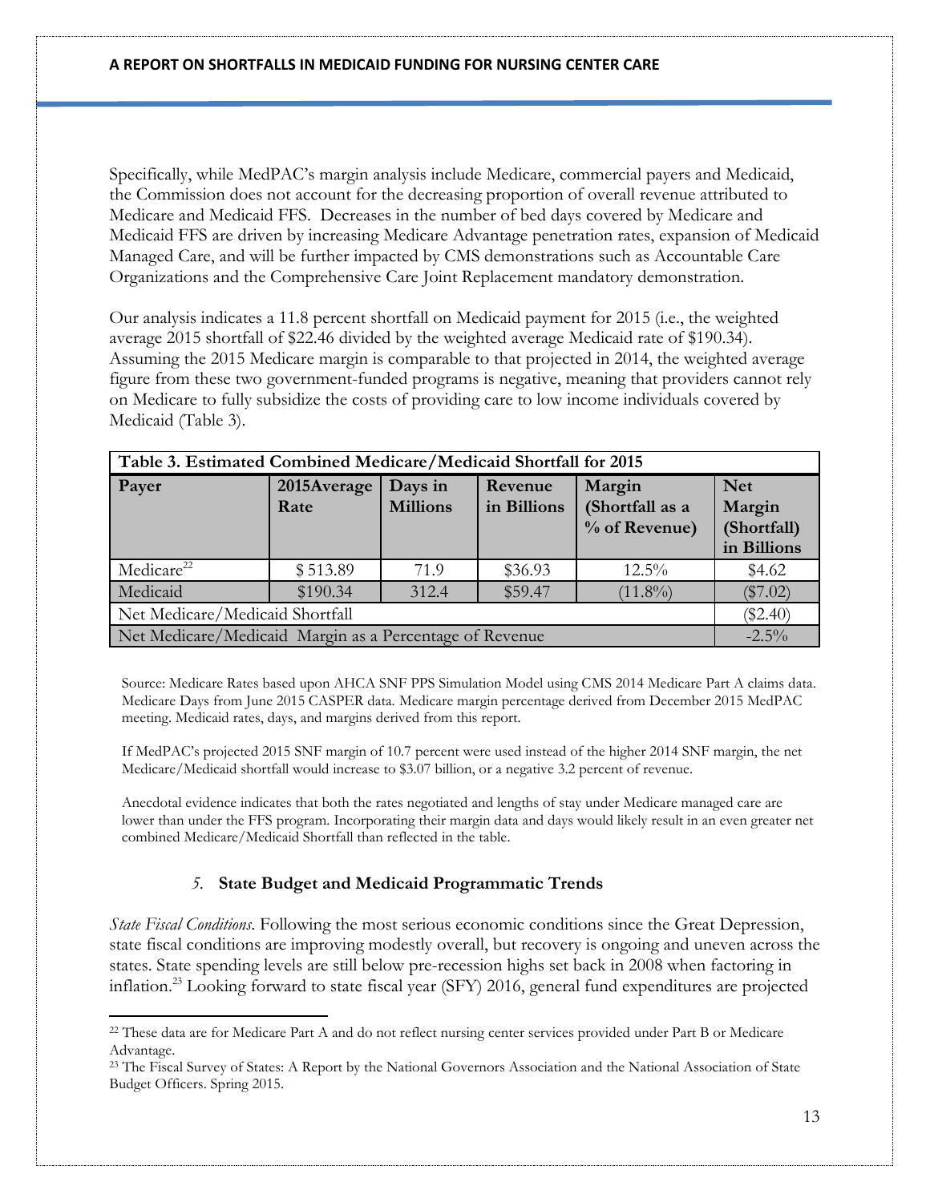Specifically, while MedPAC's margin analysis include Medicare, commercial payers and Medicaid, the Commission does not account for the decreasing proportion of overall revenue attributed to Medicare and Medicaid FFS. Decreases in the number of bed days covered by Medicare and Medicaid FFS are driven by increasing Medicare Advantage penetration rates, expansion of Medicaid Managed Care, and will be further impacted by CMS demonstrations such as Accountable Care Organizations and the Comprehensive Care Joint Replacement mandatory demonstration.

Our analysis indicates a 11.8 percent shortfall on Medicaid payment for 2015 (i.e., the weighted average 2015 shortfall of $22.46 divided by the weighted average Medicaid rate of $190.34). Assuming the 2015 Medicare margin is comparable to that projected in 2014, the weighted average figure from these two government-funded programs is negative, meaning that providers cannot rely on Medicare to fully subsidize the costs of providing care to low income individuals covered by Medicaid (Table 3).

**Table 3. Estimated Combined Medicare/Medicaid Shortfall for 2015**

| Payer | 2015Average Rate | Days in Millions | Revenue in Billions | Margin (Shortfall as a % of Revenue) | Net Margin (Shortfall) in Billions |
|---|---|---|---|---|---|
| Medicare[22] | $ 513.89 | 71.9 | $36.93 | 12.5% | $4.62 |
| Medicaid | $190.34 | 312.4 | $59.47 | (11.8%) | ($7.02) |
| Net Medicare/Medicaid Shortfall | | | | | ($2.40) |
| Net Medicare/Medicaid Margin as a Percentage of Revenue | | | | | -2.5% |

Source: Medicare Rates based upon AHCA SNF PPS Simulation Model using CMS 2014 Medicare Part A claims data. Medicare Days from June 2015 CASPER data. Medicare margin percentage derived from December 2015 MedPAC meeting. Medicaid rates, days, and margins derived from this report.

If MedPAC's projected 2015 SNF margin of 10.7 percent were used instead of the higher 2014 SNF margin, the net Medicare/Medicaid shortfall would increase to $3.07 billion, or a negative 3.2 percent of revenue.

Anecdotal evidence indicates that both the rates negotiated and lengths of stay under Medicare managed care are lower than under the FFS program. Incorporating their margin data and days would likely result in an even greater net combined Medicare/Medicaid Shortfall than reflected in the table.

### 5. State Budget and Medicaid Programmatic Trends

*State Fiscal Conditions.* Following the most serious economic conditions since the Great Depression, state fiscal conditions are improving modestly overall, but recovery is ongoing and uneven across the states. State spending levels are still below pre-recession highs set back in 2008 when factoring in inflation.[23] Looking forward to state fiscal year (SFY) 2016, general fund expenditures are projected

---

[22] These data are for Medicare Part A and do not reflect nursing center services provided under Part B or Medicare Advantage.

[23] The Fiscal Survey of States: A Report by the National Governors Association and the National Association of State Budget Officers. Spring 2015.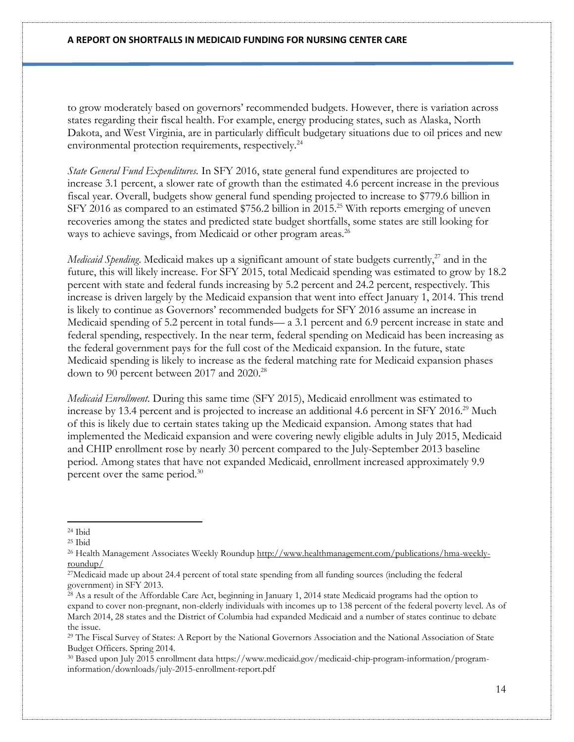to grow moderately based on governors' recommended budgets. However, there is variation across states regarding their fiscal health. For example, energy producing states, such as Alaska, North Dakota, and West Virginia, are in particularly difficult budgetary situations due to oil prices and new environmental protection requirements, respectively.[24]

*State General Fund Expenditures.* In SFY 2016, state general fund expenditures are projected to increase 3.1 percent, a slower rate of growth than the estimated 4.6 percent increase in the previous fiscal year. Overall, budgets show general fund spending projected to increase to $779.6 billion in SFY 2016 as compared to an estimated $756.2 billion in 2015.[25] With reports emerging of uneven recoveries among the states and predicted state budget shortfalls, some states are still looking for ways to achieve savings, from Medicaid or other program areas.[26]

*Medicaid Spending.* Medicaid makes up a significant amount of state budgets currently,[27] and in the future, this will likely increase. For SFY 2015, total Medicaid spending was estimated to grow by 18.2 percent with state and federal funds increasing by 5.2 percent and 24.2 percent, respectively. This increase is driven largely by the Medicaid expansion that went into effect January 1, 2014. This trend is likely to continue as Governors' recommended budgets for SFY 2016 assume an increase in Medicaid spending of 5.2 percent in total funds— a 3.1 percent and 6.9 percent increase in state and federal spending, respectively. In the near term, federal spending on Medicaid has been increasing as the federal government pays for the full cost of the Medicaid expansion. In the future, state Medicaid spending is likely to increase as the federal matching rate for Medicaid expansion phases down to 90 percent between 2017 and 2020.[28]

*Medicaid Enrollment.* During this same time (SFY 2015), Medicaid enrollment was estimated to increase by 13.4 percent and is projected to increase an additional 4.6 percent in SFY 2016.[29] Much of this is likely due to certain states taking up the Medicaid expansion. Among states that had implemented the Medicaid expansion and were covering newly eligible adults in July 2015, Medicaid and CHIP enrollment rose by nearly 30 percent compared to the July-September 2013 baseline period. Among states that have not expanded Medicaid, enrollment increased approximately 9.9 percent over the same period.[30]

---

[24] Ibid

[25] Ibid

[26] Health Management Associates Weekly Roundup http://www.healthmanagement.com/publications/hma-weekly-roundup/

[27] Medicaid made up about 24.4 percent of total state spending from all funding sources (including the federal government) in SFY 2013.

[28] As a result of the Affordable Care Act, beginning in January 1, 2014 state Medicaid programs had the option to expand to cover non-pregnant, non-elderly individuals with incomes up to 138 percent of the federal poverty level. As of March 2014, 28 states and the District of Columbia had expanded Medicaid and a number of states continue to debate the issue.

[29] The Fiscal Survey of States: A Report by the National Governors Association and the National Association of State Budget Officers. Spring 2014.

[30] Based upon July 2015 enrollment data https://www.medicaid.gov/medicaid-chip-program-information/program-information/downloads/july-2015-enrollment-report.pdf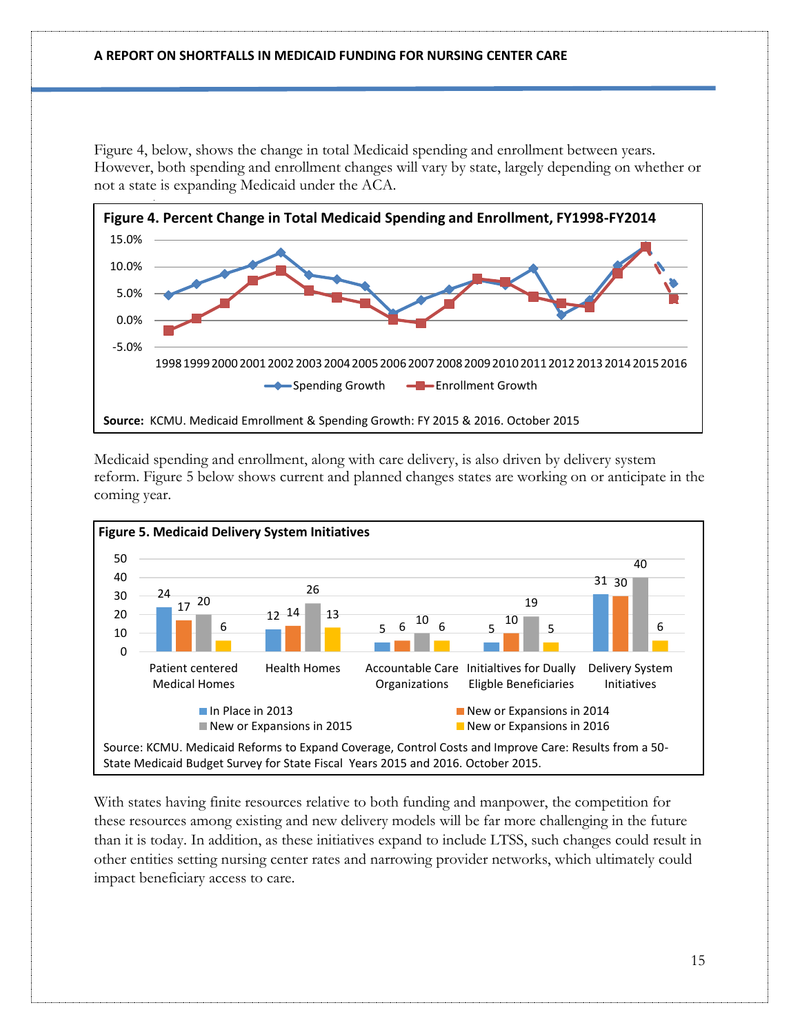Figure 4, below, shows the change in total Medicaid spending and enrollment between years. However, both spending and enrollment changes will vary by state, largely depending on whether or not a state is expanding Medicaid under the ACA.

**Figure 4. Percent Change in Total Medicaid Spending and Enrollment, FY1998-FY2014**

**Source:** KCMU. Medicaid Emrollment & Spending Growth: FY 2015 & 2016. October 2015

Medicaid spending and enrollment, along with care delivery, is also driven by delivery system reform. Figure 5 below shows current and planned changes states are working on or anticipate in the coming year.

**Figure 5. Medicaid Delivery System Initiatives**

| | In Place in 2013 | New or Expansions in 2014 | New or Expansions in 2015 | New or Expansions in 2016 |
|---|---|---|---|---|
| Patient centered Medical Homes | 24 | 17 | 20 | 6 |
| Health Homes | 12 | 14 | 26 | 13 |
| Accountable Care Organizations | 5 | 6 | 10 | 6 |
| Initialtives for Dually Elgible Beneficiaries | 5 | 10 | 19 | 5 |
| Delivery System Initiatives | 31 | 30 | 40 | 6 |

Source: KCMU. Medicaid Reforms to Expand Coverage, Control Costs and Improve Care: Results from a 50-State Medicaid Budget Survey for State Fiscal Years 2015 and 2016. October 2015.

With states having finite resources relative to both funding and manpower, the competition for these resources among existing and new delivery models will be far more challenging in the future than it is today. In addition, as these initiatives expand to include LTSS, such changes could result in other entities setting nursing center rates and narrowing provider networks, which ultimately could impact beneficiary access to care.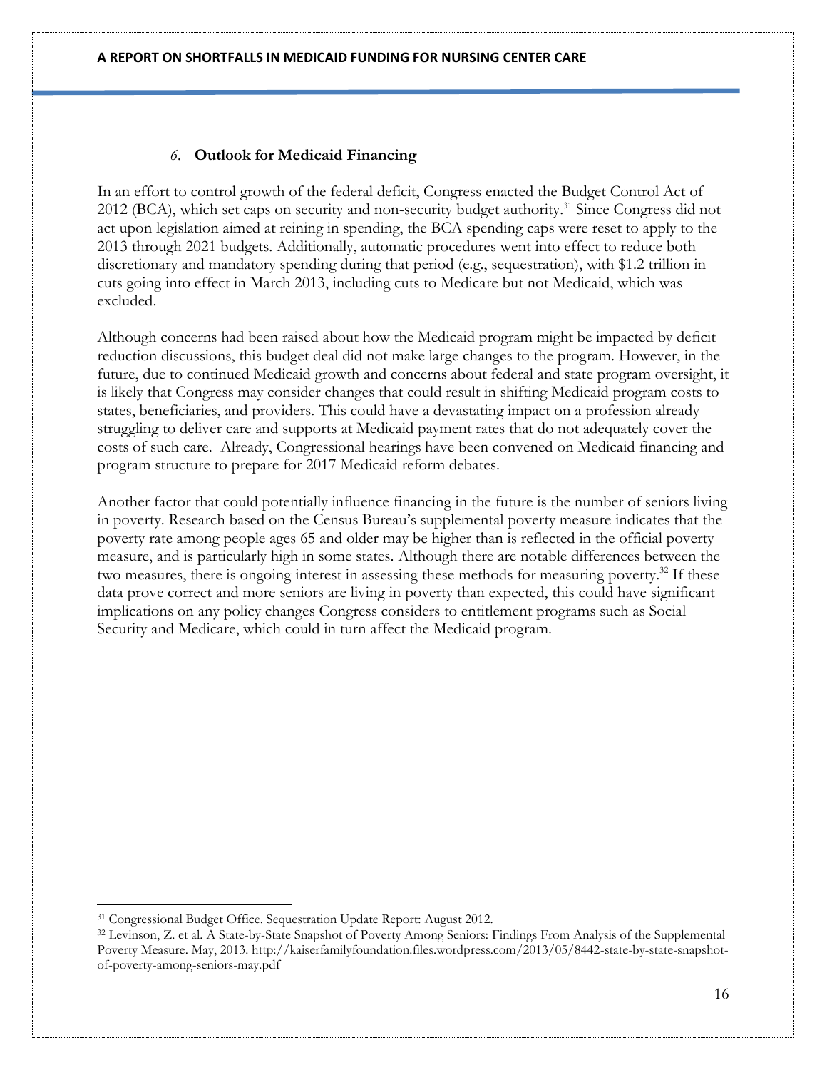### *6.* **Outlook for Medicaid Financing**

In an effort to control growth of the federal deficit, Congress enacted the Budget Control Act of 2012 (BCA), which set caps on security and non-security budget authority.[31] Since Congress did not act upon legislation aimed at reining in spending, the BCA spending caps were reset to apply to the 2013 through 2021 budgets. Additionally, automatic procedures went into effect to reduce both discretionary and mandatory spending during that period (e.g., sequestration), with $1.2 trillion in cuts going into effect in March 2013, including cuts to Medicare but not Medicaid, which was excluded.

Although concerns had been raised about how the Medicaid program might be impacted by deficit reduction discussions, this budget deal did not make large changes to the program. However, in the future, due to continued Medicaid growth and concerns about federal and state program oversight, it is likely that Congress may consider changes that could result in shifting Medicaid program costs to states, beneficiaries, and providers. This could have a devastating impact on a profession already struggling to deliver care and supports at Medicaid payment rates that do not adequately cover the costs of such care. Already, Congressional hearings have been convened on Medicaid financing and program structure to prepare for 2017 Medicaid reform debates.

Another factor that could potentially influence financing in the future is the number of seniors living in poverty. Research based on the Census Bureau's supplemental poverty measure indicates that the poverty rate among people ages 65 and older may be higher than is reflected in the official poverty measure, and is particularly high in some states. Although there are notable differences between the two measures, there is ongoing interest in assessing these methods for measuring poverty.[32] If these data prove correct and more seniors are living in poverty than expected, this could have significant implications on any policy changes Congress considers to entitlement programs such as Social Security and Medicare, which could in turn affect the Medicaid program.

---

[31] Congressional Budget Office. Sequestration Update Report: August 2012.

[32] Levinson, Z. et al. A State-by-State Snapshot of Poverty Among Seniors: Findings From Analysis of the Supplemental Poverty Measure. May, 2013. http://kaiserfamilyfoundation.files.wordpress.com/2013/05/8442-state-by-state-snapshot-of-poverty-among-seniors-may.pdf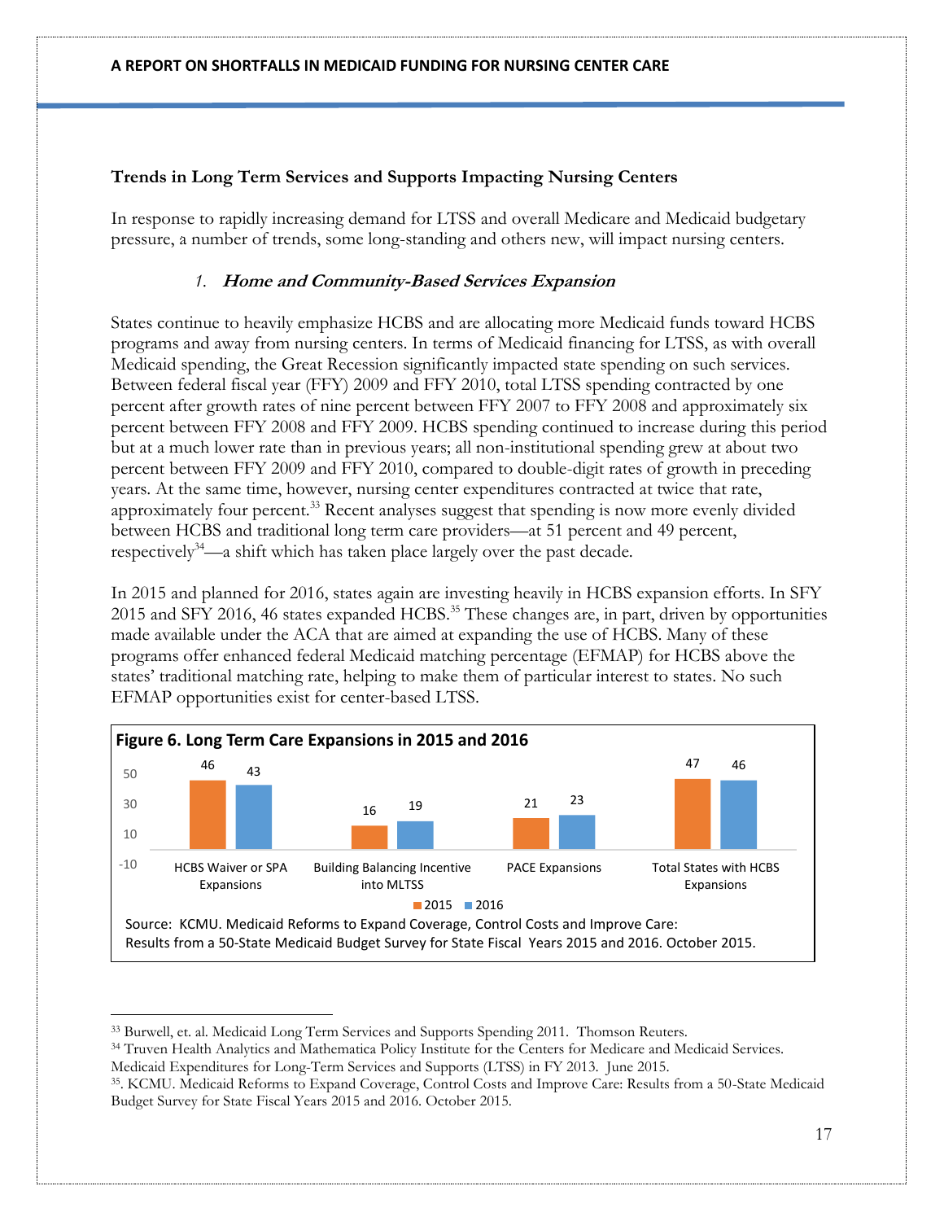### Trends in Long Term Services and Supports Impacting Nursing Centers

In response to rapidly increasing demand for LTSS and overall Medicare and Medicaid budgetary pressure, a number of trends, some long-standing and others new, will impact nursing centers.

#### 1. *Home and Community-Based Services Expansion*

States continue to heavily emphasize HCBS and are allocating more Medicaid funds toward HCBS programs and away from nursing centers. In terms of Medicaid financing for LTSS, as with overall Medicaid spending, the Great Recession significantly impacted state spending on such services. Between federal fiscal year (FFY) 2009 and FFY 2010, total LTSS spending contracted by one percent after growth rates of nine percent between FFY 2007 to FFY 2008 and approximately six percent between FFY 2008 and FFY 2009. HCBS spending continued to increase during this period but at a much lower rate than in previous years; all non-institutional spending grew at about two percent between FFY 2009 and FFY 2010, compared to double-digit rates of growth in preceding years. At the same time, however, nursing center expenditures contracted at twice that rate, approximately four percent.[33] Recent analyses suggest that spending is now more evenly divided between HCBS and traditional long term care providers—at 51 percent and 49 percent, respectively[34]—a shift which has taken place largely over the past decade.

In 2015 and planned for 2016, states again are investing heavily in HCBS expansion efforts. In SFY 2015 and SFY 2016, 46 states expanded HCBS.[35] These changes are, in part, driven by opportunities made available under the ACA that are aimed at expanding the use of HCBS. Many of these programs offer enhanced federal Medicaid matching percentage (EFMAP) for HCBS above the states' traditional matching rate, helping to make them of particular interest to states. No such EFMAP opportunities exist for center-based LTSS.

**Figure 6. Long Term Care Expansions in 2015 and 2016**

| | 2015 | 2016 |
|---|---|---|
| HCBS Waiver or SPA Expansions | 46 | 43 |
| Building Balancing Incentive into MLTSS | 16 | 19 |
| PACE Expansions | 21 | 23 |
| Total States with HCBS Expansions | 47 | 46 |

Source: KCMU. Medicaid Reforms to Expand Coverage, Control Costs and Improve Care: Results from a 50-State Medicaid Budget Survey for State Fiscal Years 2015 and 2016. October 2015.

---

[33] Burwell, et. al. Medicaid Long Term Services and Supports Spending 2011. Thomson Reuters.

[34] Truven Health Analytics and Mathematica Policy Institute for the Centers for Medicare and Medicaid Services. Medicaid Expenditures for Long-Term Services and Supports (LTSS) in FY 2013. June 2015.

[35]. KCMU. Medicaid Reforms to Expand Coverage, Control Costs and Improve Care: Results from a 50-State Medicaid Budget Survey for State Fiscal Years 2015 and 2016. October 2015.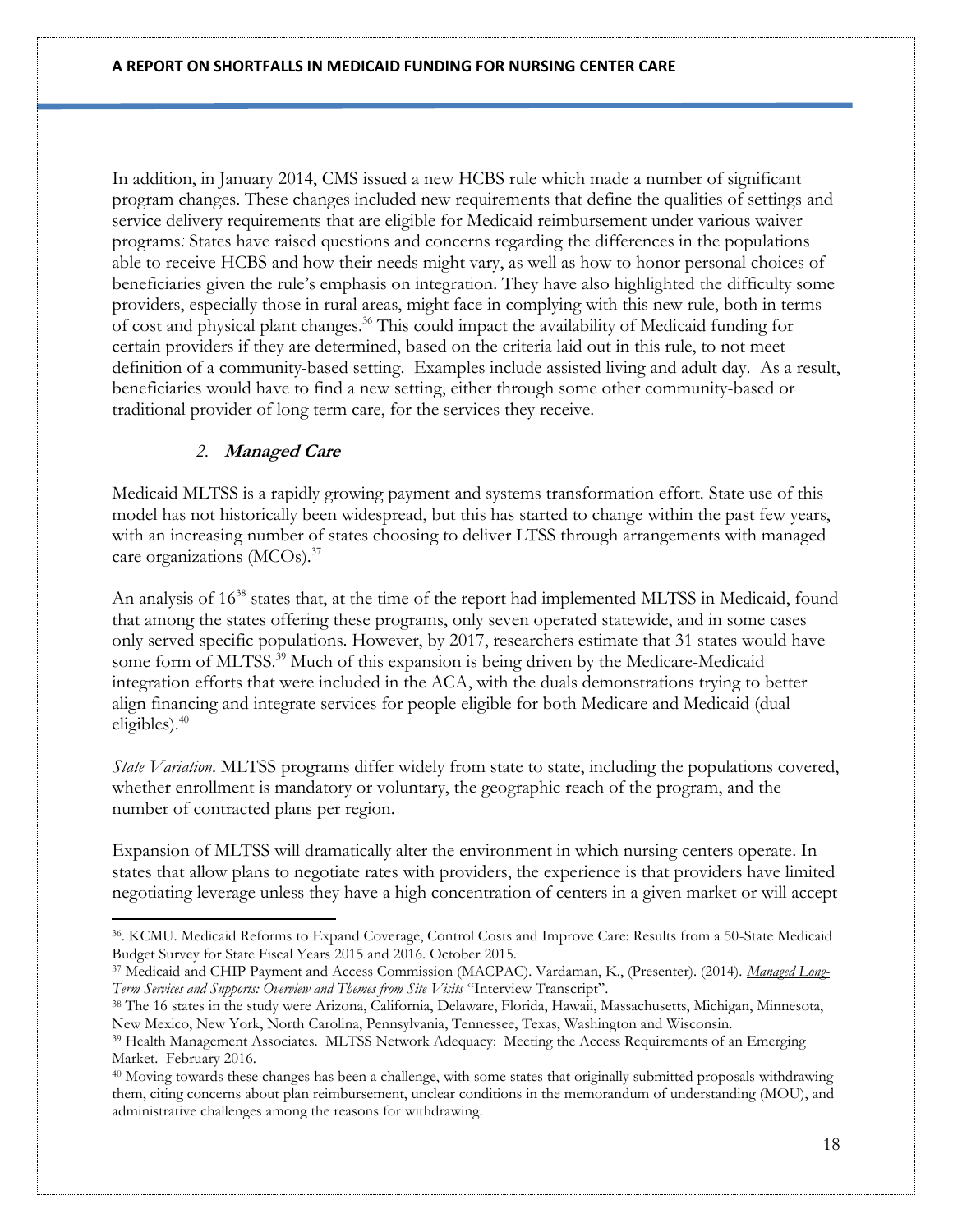In addition, in January 2014, CMS issued a new HCBS rule which made a number of significant program changes. These changes included new requirements that define the qualities of settings and service delivery requirements that are eligible for Medicaid reimbursement under various waiver programs. States have raised questions and concerns regarding the differences in the populations able to receive HCBS and how their needs might vary, as well as how to honor personal choices of beneficiaries given the rule's emphasis on integration. They have also highlighted the difficulty some providers, especially those in rural areas, might face in complying with this new rule, both in terms of cost and physical plant changes.[36] This could impact the availability of Medicaid funding for certain providers if they are determined, based on the criteria laid out in this rule, to not meet definition of a community-based setting. Examples include assisted living and adult day. As a result, beneficiaries would have to find a new setting, either through some other community-based or traditional provider of long term care, for the services they receive.

### *2.* ***Managed Care***

Medicaid MLTSS is a rapidly growing payment and systems transformation effort. State use of this model has not historically been widespread, but this has started to change within the past few years, with an increasing number of states choosing to deliver LTSS through arrangements with managed care organizations (MCOs).[37]

An analysis of 16[38] states that, at the time of the report had implemented MLTSS in Medicaid, found that among the states offering these programs, only seven operated statewide, and in some cases only served specific populations. However, by 2017, researchers estimate that 31 states would have some form of MLTSS.[39] Much of this expansion is being driven by the Medicare-Medicaid integration efforts that were included in the ACA, with the duals demonstrations trying to better align financing and integrate services for people eligible for both Medicare and Medicaid (dual eligibles).[40]

*State Variation*. MLTSS programs differ widely from state to state, including the populations covered, whether enrollment is mandatory or voluntary, the geographic reach of the program, and the number of contracted plans per region.

Expansion of MLTSS will dramatically alter the environment in which nursing centers operate. In states that allow plans to negotiate rates with providers, the experience is that providers have limited negotiating leverage unless they have a high concentration of centers in a given market or will accept

---

[36]. KCMU. Medicaid Reforms to Expand Coverage, Control Costs and Improve Care: Results from a 50-State Medicaid Budget Survey for State Fiscal Years 2015 and 2016. October 2015.

[37] Medicaid and CHIP Payment and Access Commission (MACPAC). Vardaman, K., (Presenter). (2014). *Managed Long-Term Services and Supports: Overview and Themes from Site Visits* "Interview Transcript".

[38] The 16 states in the study were Arizona, California, Delaware, Florida, Hawaii, Massachusetts, Michigan, Minnesota, New Mexico, New York, North Carolina, Pennsylvania, Tennessee, Texas, Washington and Wisconsin.

[39] Health Management Associates. MLTSS Network Adequacy: Meeting the Access Requirements of an Emerging Market. February 2016.

[40] Moving towards these changes has been a challenge, with some states that originally submitted proposals withdrawing them, citing concerns about plan reimbursement, unclear conditions in the memorandum of understanding (MOU), and administrative challenges among the reasons for withdrawing.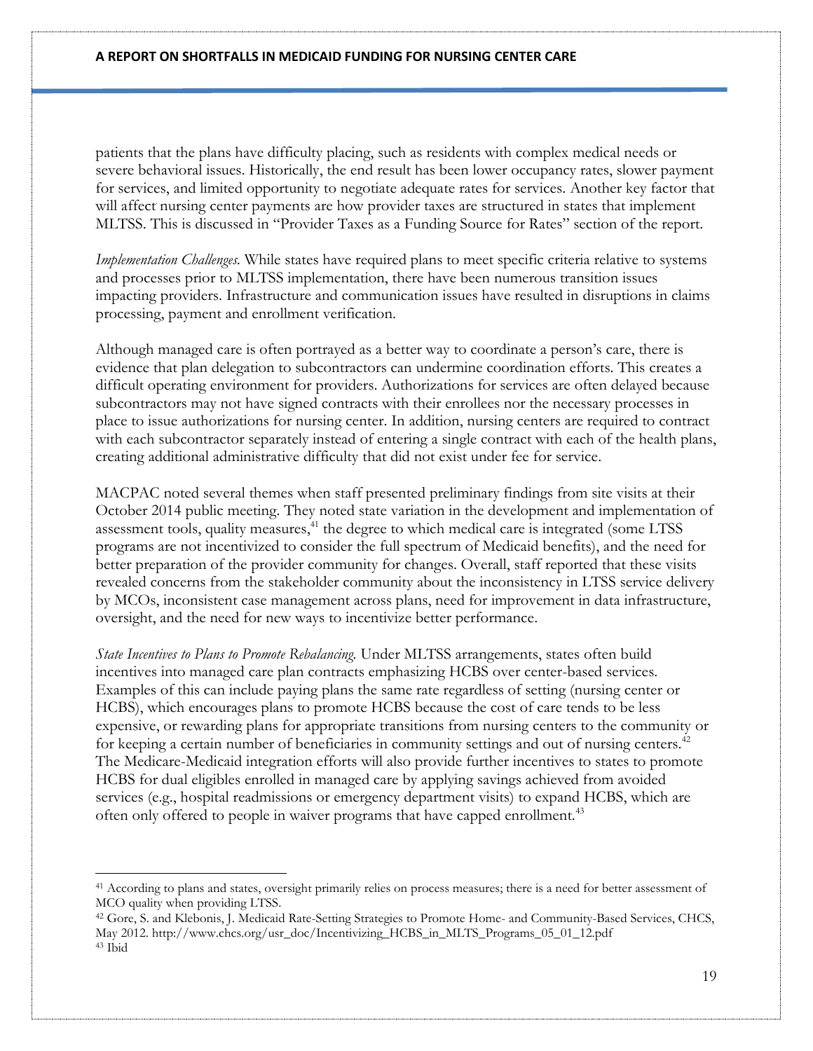patients that the plans have difficulty placing, such as residents with complex medical needs or severe behavioral issues. Historically, the end result has been lower occupancy rates, slower payment for services, and limited opportunity to negotiate adequate rates for services. Another key factor that will affect nursing center payments are how provider taxes are structured in states that implement MLTSS. This is discussed in "Provider Taxes as a Funding Source for Rates" section of the report.

*Implementation Challenges.* While states have required plans to meet specific criteria relative to systems and processes prior to MLTSS implementation, there have been numerous transition issues impacting providers. Infrastructure and communication issues have resulted in disruptions in claims processing, payment and enrollment verification.

Although managed care is often portrayed as a better way to coordinate a person's care, there is evidence that plan delegation to subcontractors can undermine coordination efforts. This creates a difficult operating environment for providers. Authorizations for services are often delayed because subcontractors may not have signed contracts with their enrollees nor the necessary processes in place to issue authorizations for nursing center. In addition, nursing centers are required to contract with each subcontractor separately instead of entering a single contract with each of the health plans, creating additional administrative difficulty that did not exist under fee for service.

MACPAC noted several themes when staff presented preliminary findings from site visits at their October 2014 public meeting. They noted state variation in the development and implementation of assessment tools, quality measures,[41] the degree to which medical care is integrated (some LTSS programs are not incentivized to consider the full spectrum of Medicaid benefits), and the need for better preparation of the provider community for changes. Overall, staff reported that these visits revealed concerns from the stakeholder community about the inconsistency in LTSS service delivery by MCOs, inconsistent case management across plans, need for improvement in data infrastructure, oversight, and the need for new ways to incentivize better performance.

*State Incentives to Plans to Promote Rebalancing.* Under MLTSS arrangements, states often build incentives into managed care plan contracts emphasizing HCBS over center-based services. Examples of this can include paying plans the same rate regardless of setting (nursing center or HCBS), which encourages plans to promote HCBS because the cost of care tends to be less expensive, or rewarding plans for appropriate transitions from nursing centers to the community or for keeping a certain number of beneficiaries in community settings and out of nursing centers.[42] The Medicare-Medicaid integration efforts will also provide further incentives to states to promote HCBS for dual eligibles enrolled in managed care by applying savings achieved from avoided services (e.g., hospital readmissions or emergency department visits) to expand HCBS, which are often only offered to people in waiver programs that have capped enrollment.[43]

---

[41] According to plans and states, oversight primarily relies on process measures; there is a need for better assessment of MCO quality when providing LTSS.

[42] Gore, S. and Klebonis, J. Medicaid Rate-Setting Strategies to Promote Home- and Community-Based Services, CHCS, May 2012. http://www.chcs.org/usr_doc/Incentivizing_HCBS_in_MLTS_Programs_05_01_12.pdf

[43] Ibid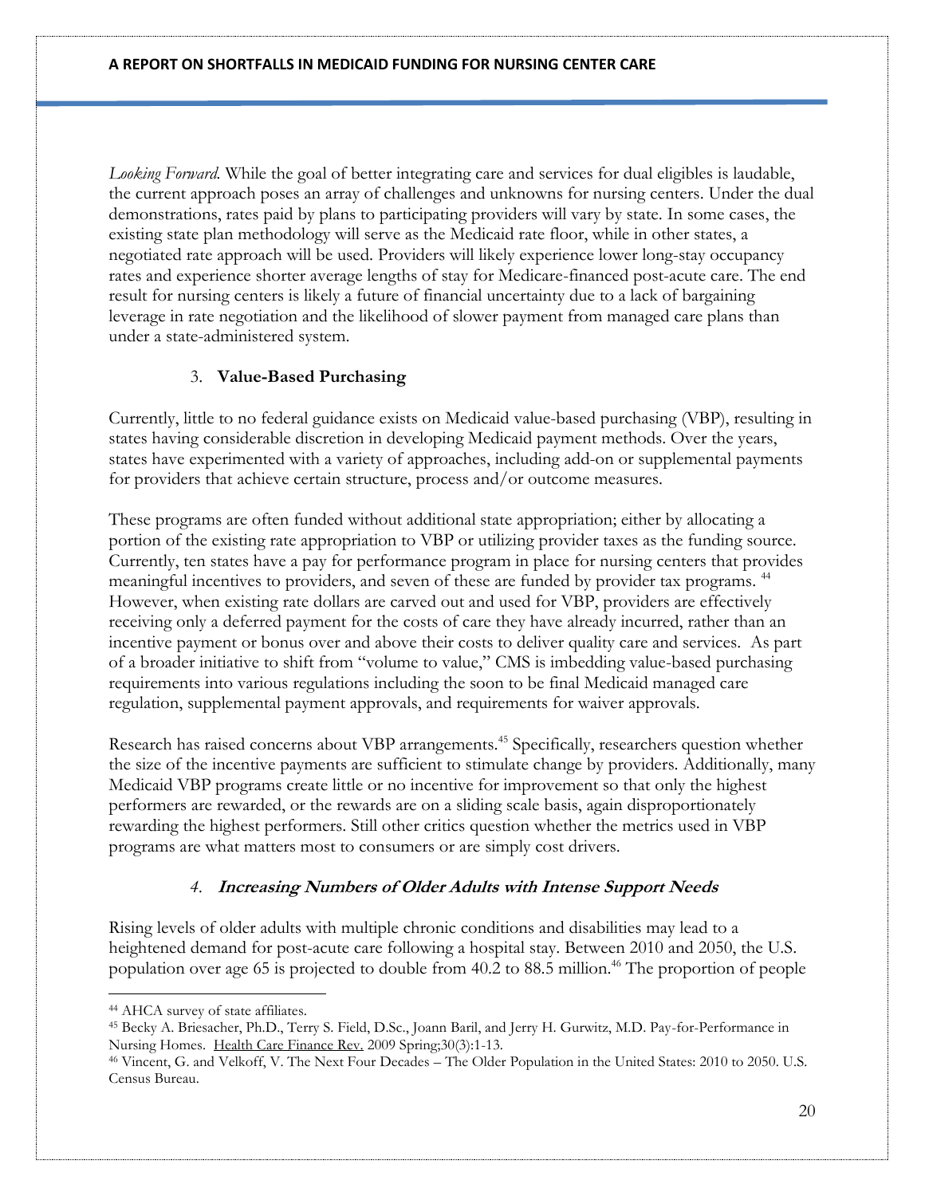*Looking Forward.* While the goal of better integrating care and services for dual eligibles is laudable, the current approach poses an array of challenges and unknowns for nursing centers. Under the dual demonstrations, rates paid by plans to participating providers will vary by state. In some cases, the existing state plan methodology will serve as the Medicaid rate floor, while in other states, a negotiated rate approach will be used. Providers will likely experience lower long-stay occupancy rates and experience shorter average lengths of stay for Medicare-financed post-acute care. The end result for nursing centers is likely a future of financial uncertainty due to a lack of bargaining leverage in rate negotiation and the likelihood of slower payment from managed care plans than under a state-administered system.

### 3. **Value-Based Purchasing**

Currently, little to no federal guidance exists on Medicaid value-based purchasing (VBP), resulting in states having considerable discretion in developing Medicaid payment methods. Over the years, states have experimented with a variety of approaches, including add-on or supplemental payments for providers that achieve certain structure, process and/or outcome measures.

These programs are often funded without additional state appropriation; either by allocating a portion of the existing rate appropriation to VBP or utilizing provider taxes as the funding source. Currently, ten states have a pay for performance program in place for nursing centers that provides meaningful incentives to providers, and seven of these are funded by provider tax programs. [44] However, when existing rate dollars are carved out and used for VBP, providers are effectively receiving only a deferred payment for the costs of care they have already incurred, rather than an incentive payment or bonus over and above their costs to deliver quality care and services. As part of a broader initiative to shift from "volume to value," CMS is imbedding value-based purchasing requirements into various regulations including the soon to be final Medicaid managed care regulation, supplemental payment approvals, and requirements for waiver approvals.

Research has raised concerns about VBP arrangements.[45] Specifically, researchers question whether the size of the incentive payments are sufficient to stimulate change by providers. Additionally, many Medicaid VBP programs create little or no incentive for improvement so that only the highest performers are rewarded, or the rewards are on a sliding scale basis, again disproportionately rewarding the highest performers. Still other critics question whether the metrics used in VBP programs are what matters most to consumers or are simply cost drivers.

### *4. **Increasing Numbers of Older Adults with Intense Support Needs***

Rising levels of older adults with multiple chronic conditions and disabilities may lead to a heightened demand for post-acute care following a hospital stay. Between 2010 and 2050, the U.S. population over age 65 is projected to double from 40.2 to 88.5 million.[46] The proportion of people

---

[44] AHCA survey of state affiliates.

[45] Becky A. Briesacher, Ph.D., Terry S. Field, D.Sc., Joann Baril, and Jerry H. Gurwitz, M.D. Pay-for-Performance in Nursing Homes. Health Care Finance Rev. 2009 Spring;30(3):1-13.

[46] Vincent, G. and Velkoff, V. The Next Four Decades – The Older Population in the United States: 2010 to 2050. U.S. Census Bureau.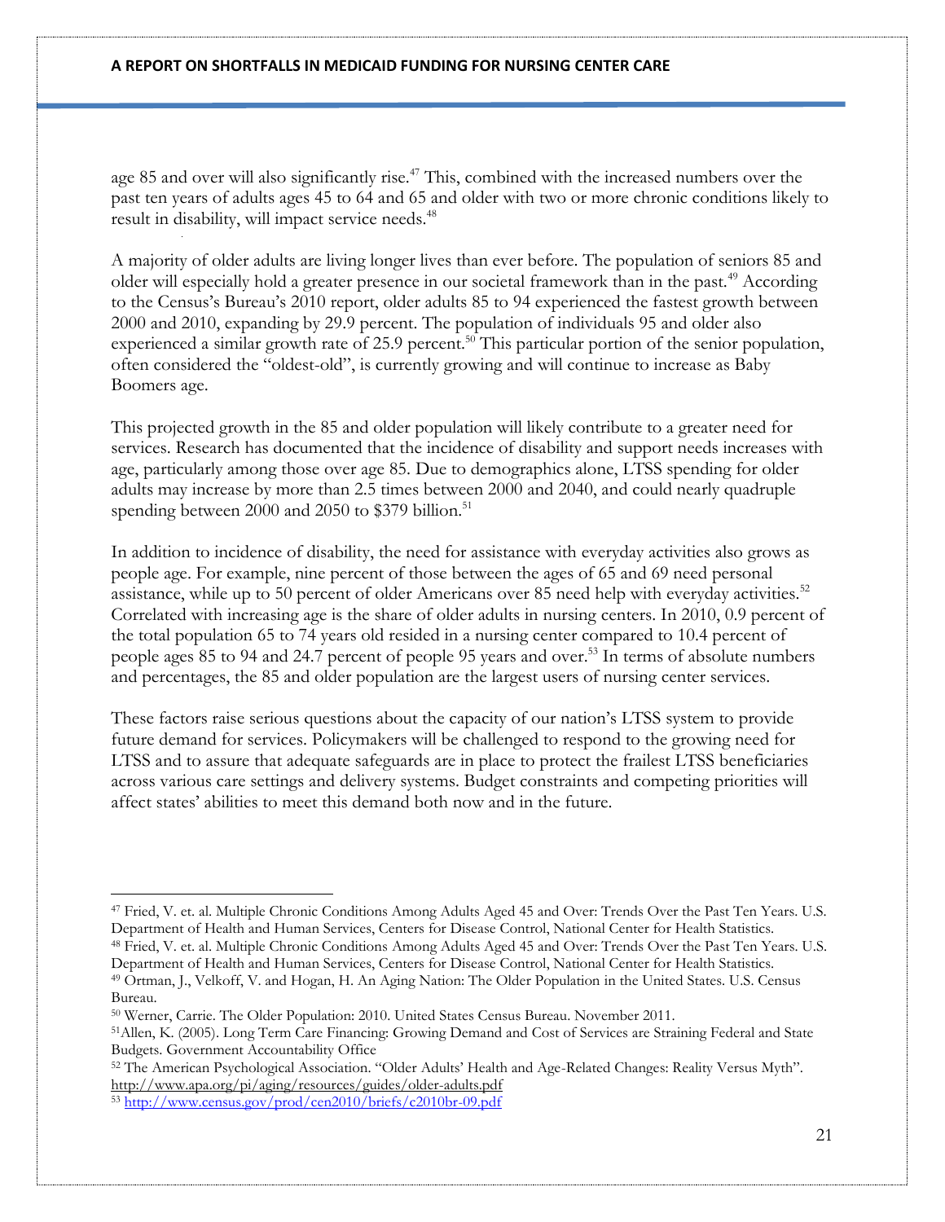age 85 and over will also significantly rise.[47] This, combined with the increased numbers over the past ten years of adults ages 45 to 64 and 65 and older with two or more chronic conditions likely to result in disability, will impact service needs.[48]

A majority of older adults are living longer lives than ever before. The population of seniors 85 and older will especially hold a greater presence in our societal framework than in the past.[49] According to the Census's Bureau's 2010 report, older adults 85 to 94 experienced the fastest growth between 2000 and 2010, expanding by 29.9 percent. The population of individuals 95 and older also experienced a similar growth rate of 25.9 percent.[50] This particular portion of the senior population, often considered the "oldest-old", is currently growing and will continue to increase as Baby Boomers age.

This projected growth in the 85 and older population will likely contribute to a greater need for services. Research has documented that the incidence of disability and support needs increases with age, particularly among those over age 85. Due to demographics alone, LTSS spending for older adults may increase by more than 2.5 times between 2000 and 2040, and could nearly quadruple spending between 2000 and 2050 to $379 billion.[51]

In addition to incidence of disability, the need for assistance with everyday activities also grows as people age. For example, nine percent of those between the ages of 65 and 69 need personal assistance, while up to 50 percent of older Americans over 85 need help with everyday activities.[52] Correlated with increasing age is the share of older adults in nursing centers. In 2010, 0.9 percent of the total population 65 to 74 years old resided in a nursing center compared to 10.4 percent of people ages 85 to 94 and 24.7 percent of people 95 years and over.[53] In terms of absolute numbers and percentages, the 85 and older population are the largest users of nursing center services.

These factors raise serious questions about the capacity of our nation's LTSS system to provide future demand for services. Policymakers will be challenged to respond to the growing need for LTSS and to assure that adequate safeguards are in place to protect the frailest LTSS beneficiaries across various care settings and delivery systems. Budget constraints and competing priorities will affect states' abilities to meet this demand both now and in the future.

---

[47] Fried, V. et. al. Multiple Chronic Conditions Among Adults Aged 45 and Over: Trends Over the Past Ten Years. U.S. Department of Health and Human Services, Centers for Disease Control, National Center for Health Statistics.

[48] Fried, V. et. al. Multiple Chronic Conditions Among Adults Aged 45 and Over: Trends Over the Past Ten Years. U.S. Department of Health and Human Services, Centers for Disease Control, National Center for Health Statistics.

[49] Ortman, J., Velkoff, V. and Hogan, H. An Aging Nation: The Older Population in the United States. U.S. Census Bureau.

[50] Werner, Carrie. The Older Population: 2010. United States Census Bureau. November 2011.

[51] Allen, K. (2005). Long Term Care Financing: Growing Demand and Cost of Services are Straining Federal and State Budgets. Government Accountability Office

[52] The American Psychological Association. "Older Adults' Health and Age-Related Changes: Reality Versus Myth". http://www.apa.org/pi/aging/resources/guides/older-adults.pdf

[53] http://www.census.gov/prod/cen2010/briefs/c2010br-09.pdf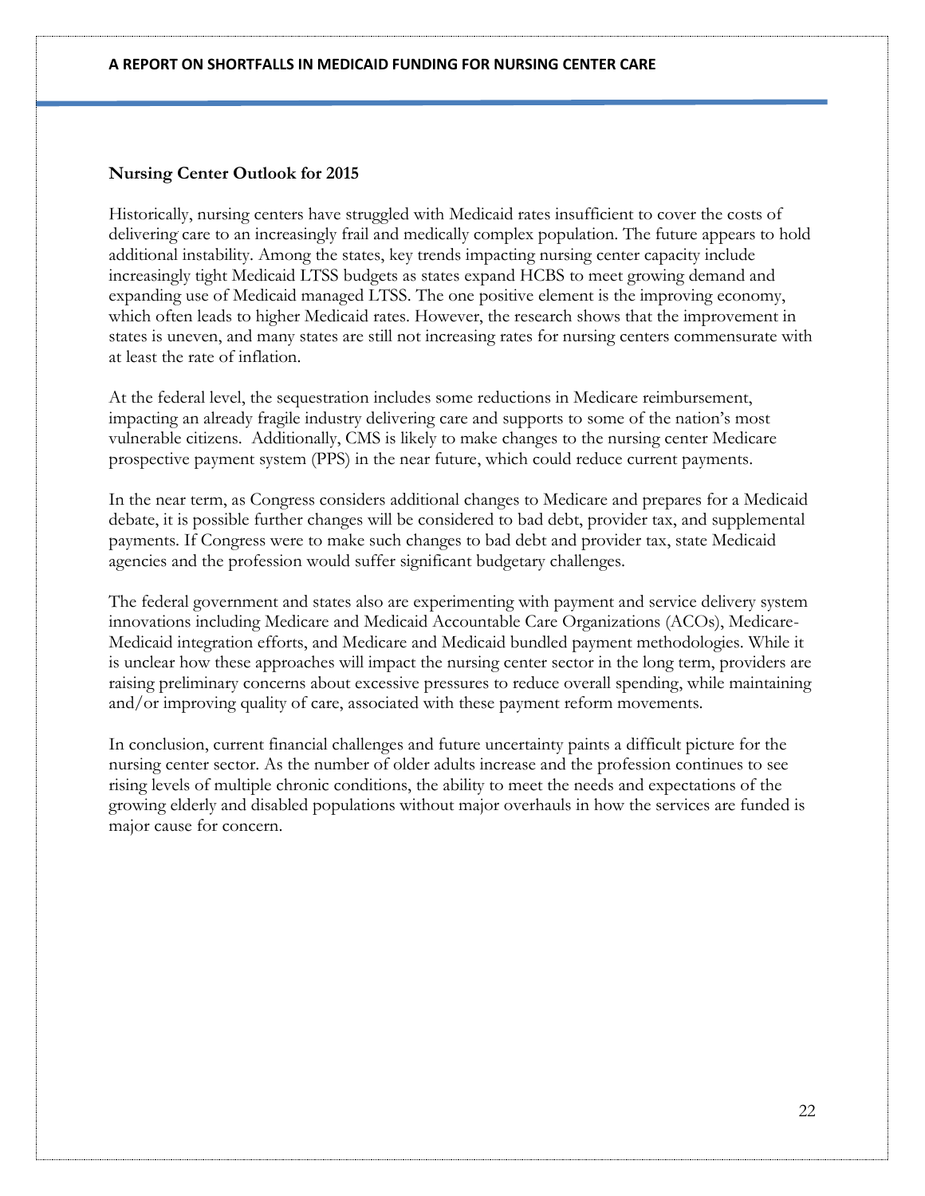### Nursing Center Outlook for 2015

Historically, nursing centers have struggled with Medicaid rates insufficient to cover the costs of delivering care to an increasingly frail and medically complex population. The future appears to hold additional instability. Among the states, key trends impacting nursing center capacity include increasingly tight Medicaid LTSS budgets as states expand HCBS to meet growing demand and expanding use of Medicaid managed LTSS. The one positive element is the improving economy, which often leads to higher Medicaid rates. However, the research shows that the improvement in states is uneven, and many states are still not increasing rates for nursing centers commensurate with at least the rate of inflation.

At the federal level, the sequestration includes some reductions in Medicare reimbursement, impacting an already fragile industry delivering care and supports to some of the nation's most vulnerable citizens. Additionally, CMS is likely to make changes to the nursing center Medicare prospective payment system (PPS) in the near future, which could reduce current payments.

In the near term, as Congress considers additional changes to Medicare and prepares for a Medicaid debate, it is possible further changes will be considered to bad debt, provider tax, and supplemental payments. If Congress were to make such changes to bad debt and provider tax, state Medicaid agencies and the profession would suffer significant budgetary challenges.

The federal government and states also are experimenting with payment and service delivery system innovations including Medicare and Medicaid Accountable Care Organizations (ACOs), Medicare-Medicaid integration efforts, and Medicare and Medicaid bundled payment methodologies. While it is unclear how these approaches will impact the nursing center sector in the long term, providers are raising preliminary concerns about excessive pressures to reduce overall spending, while maintaining and/or improving quality of care, associated with these payment reform movements.

In conclusion, current financial challenges and future uncertainty paints a difficult picture for the nursing center sector. As the number of older adults increase and the profession continues to see rising levels of multiple chronic conditions, the ability to meet the needs and expectations of the growing elderly and disabled populations without major overhauls in how the services are funded is major cause for concern.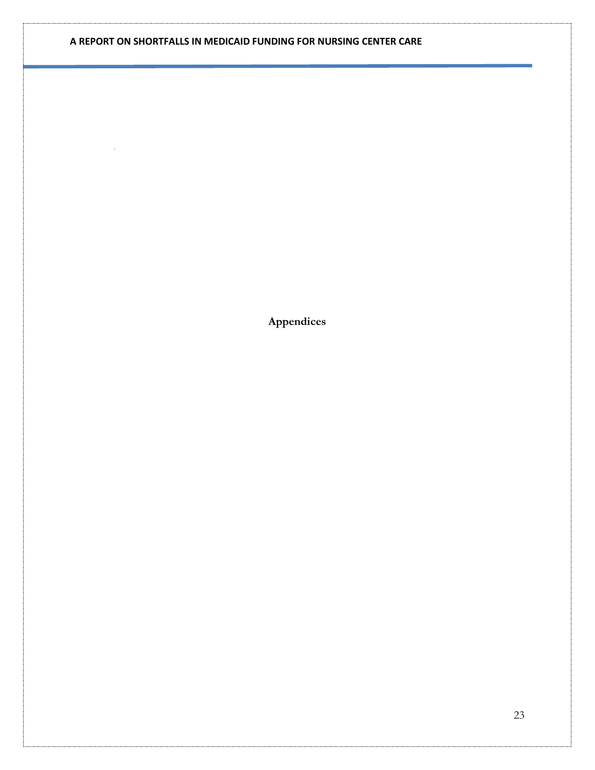# Appendices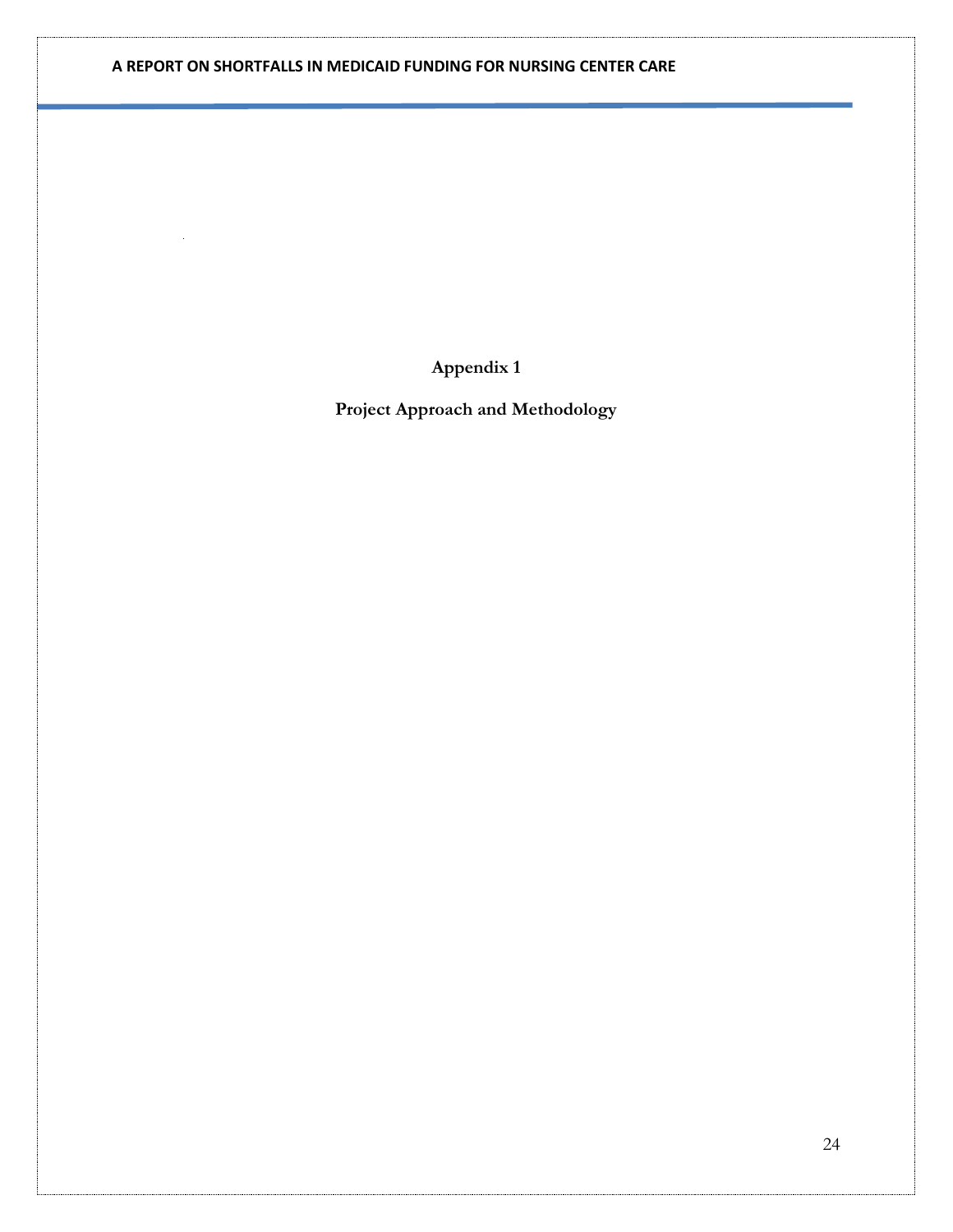# Appendix 1

## Project Approach and Methodology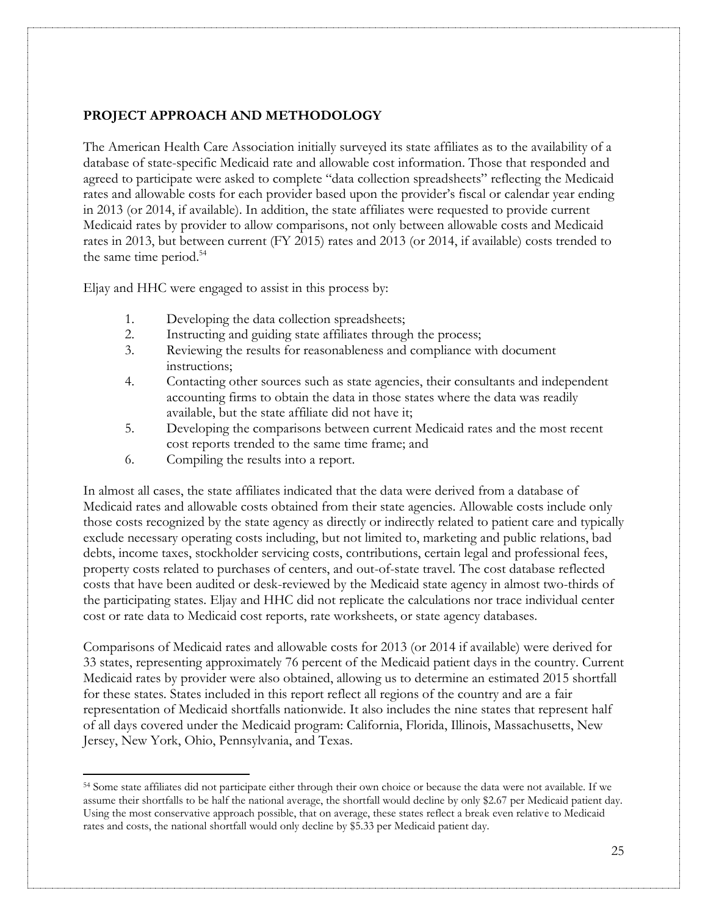## PROJECT APPROACH AND METHODOLOGY

The American Health Care Association initially surveyed its state affiliates as to the availability of a database of state-specific Medicaid rate and allowable cost information. Those that responded and agreed to participate were asked to complete "data collection spreadsheets" reflecting the Medicaid rates and allowable costs for each provider based upon the provider's fiscal or calendar year ending in 2013 (or 2014, if available). In addition, the state affiliates were requested to provide current Medicaid rates by provider to allow comparisons, not only between allowable costs and Medicaid rates in 2013, but between current (FY 2015) rates and 2013 (or 2014, if available) costs trended to the same time period.[54]

Eljay and HHC were engaged to assist in this process by:

1. Developing the data collection spreadsheets;
2. Instructing and guiding state affiliates through the process;
3. Reviewing the results for reasonableness and compliance with document instructions;
4. Contacting other sources such as state agencies, their consultants and independent accounting firms to obtain the data in those states where the data was readily available, but the state affiliate did not have it;
5. Developing the comparisons between current Medicaid rates and the most recent cost reports trended to the same time frame; and
6. Compiling the results into a report.

In almost all cases, the state affiliates indicated that the data were derived from a database of Medicaid rates and allowable costs obtained from their state agencies. Allowable costs include only those costs recognized by the state agency as directly or indirectly related to patient care and typically exclude necessary operating costs including, but not limited to, marketing and public relations, bad debts, income taxes, stockholder servicing costs, contributions, certain legal and professional fees, property costs related to purchases of centers, and out-of-state travel. The cost database reflected costs that have been audited or desk-reviewed by the Medicaid state agency in almost two-thirds of the participating states. Eljay and HHC did not replicate the calculations nor trace individual center cost or rate data to Medicaid cost reports, rate worksheets, or state agency databases.

Comparisons of Medicaid rates and allowable costs for 2013 (or 2014 if available) were derived for 33 states, representing approximately 76 percent of the Medicaid patient days in the country. Current Medicaid rates by provider were also obtained, allowing us to determine an estimated 2015 shortfall for these states. States included in this report reflect all regions of the country and are a fair representation of Medicaid shortfalls nationwide. It also includes the nine states that represent half of all days covered under the Medicaid program: California, Florida, Illinois, Massachusetts, New Jersey, New York, Ohio, Pennsylvania, and Texas.

---

[54] Some state affiliates did not participate either through their own choice or because the data were not available. If we assume their shortfalls to be half the national average, the shortfall would decline by only $2.67 per Medicaid patient day. Using the most conservative approach possible, that on average, these states reflect a break even relative to Medicaid rates and costs, the national shortfall would only decline by $5.33 per Medicaid patient day.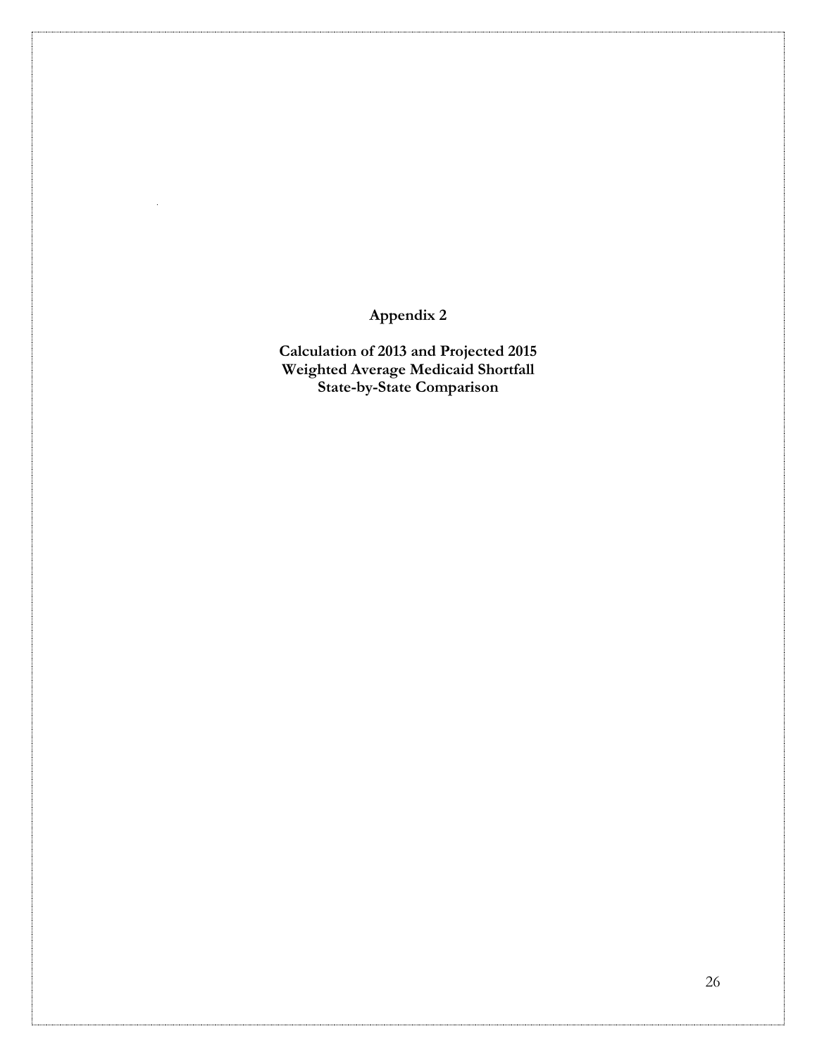# Appendix 2

**Calculation of 2013 and Projected 2015**
**Weighted Average Medicaid Shortfall**
**State-by-State Comparison**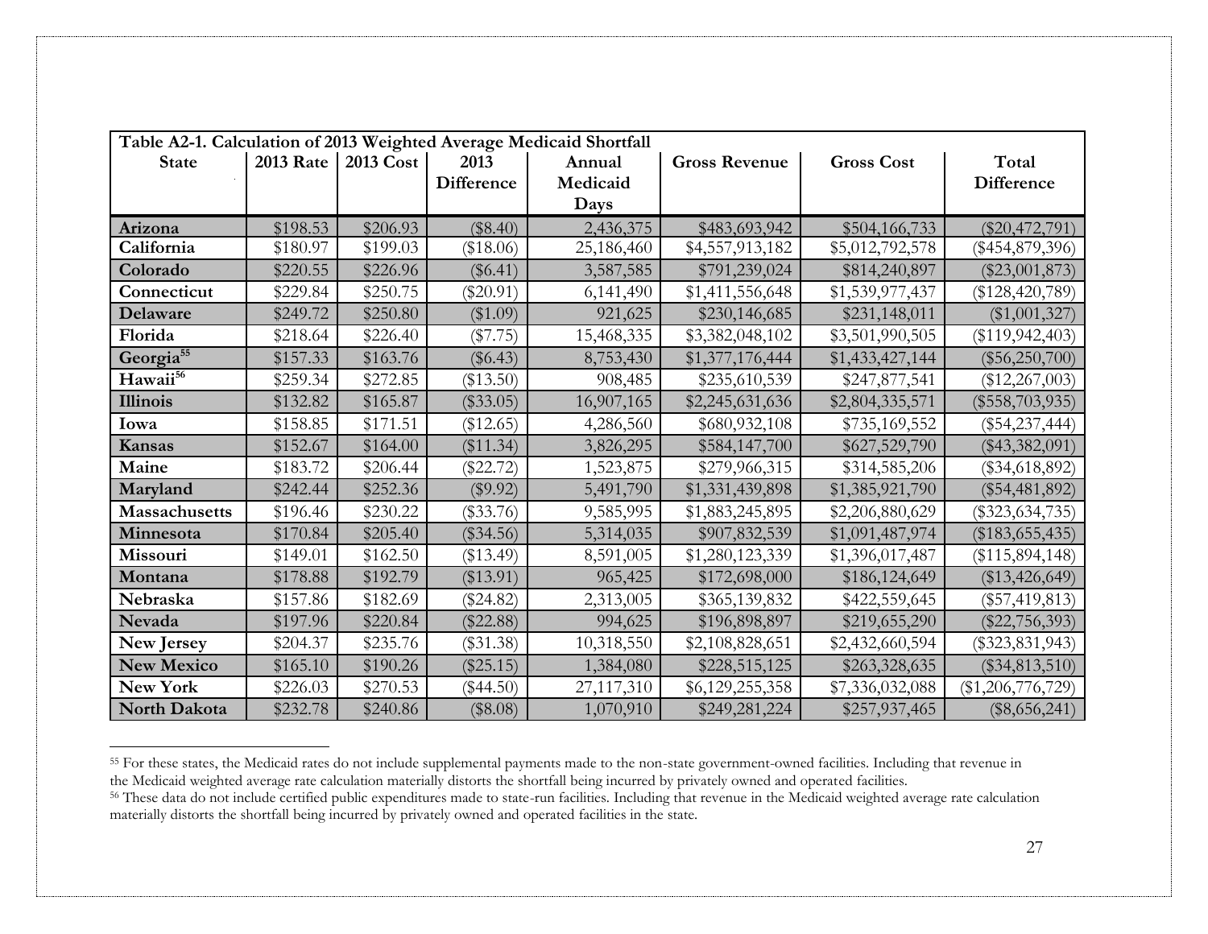| Table A2-1. Calculation of 2013 Weighted Average Medicaid Shortfall | | | | | | | |
|---|---|---|---|---|---|---|---|
| **State** | **2013 Rate** | **2013 Cost** | **2013 Difference** | **Annual Medicaid Days** | **Gross Revenue** | **Gross Cost** | **Total Difference** |
| **Arizona** | $198.53 | $206.93 | ($8.40) | 2,436,375 | $483,693,942 | $504,166,733 | ($20,472,791) |
| **California** | $180.97 | $199.03 | ($18.06) | 25,186,460 | $4,557,913,182 | $5,012,792,578 | ($454,879,396) |
| **Colorado** | $220.55 | $226.96 | ($6.41) | 3,587,585 | $791,239,024 | $814,240,897 | ($23,001,873) |
| **Connecticut** | $229.84 | $250.75 | ($20.91) | 6,141,490 | $1,411,556,648 | $1,539,977,437 | ($128,420,789) |
| **Delaware** | $249.72 | $250.80 | ($1.09) | 921,625 | $230,146,685 | $231,148,011 | ($1,001,327) |
| **Florida** | $218.64 | $226.40 | ($7.75) | 15,468,335 | $3,382,048,102 | $3,501,990,505 | ($119,942,403) |
| **Georgia**[55] | $157.33 | $163.76 | ($6.43) | 8,753,430 | $1,377,176,444 | $1,433,427,144 | ($56,250,700) |
| **Hawaii**[56] | $259.34 | $272.85 | ($13.50) | 908,485 | $235,610,539 | $247,877,541 | ($12,267,003) |
| **Illinois** | $132.82 | $165.87 | ($33.05) | 16,907,165 | $2,245,631,636 | $2,804,335,571 | ($558,703,935) |
| **Iowa** | $158.85 | $171.51 | ($12.65) | 4,286,560 | $680,932,108 | $735,169,552 | ($54,237,444) |
| **Kansas** | $152.67 | $164.00 | ($11.34) | 3,826,295 | $584,147,700 | $627,529,790 | ($43,382,091) |
| **Maine** | $183.72 | $206.44 | ($22.72) | 1,523,875 | $279,966,315 | $314,585,206 | ($34,618,892) |
| **Maryland** | $242.44 | $252.36 | ($9.92) | 5,491,790 | $1,331,439,898 | $1,385,921,790 | ($54,481,892) |
| **Massachusetts** | $196.46 | $230.22 | ($33.76) | 9,585,995 | $1,883,245,895 | $2,206,880,629 | ($323,634,735) |
| **Minnesota** | $170.84 | $205.40 | ($34.56) | 5,314,035 | $907,832,539 | $1,091,487,974 | ($183,655,435) |
| **Missouri** | $149.01 | $162.50 | ($13.49) | 8,591,005 | $1,280,123,339 | $1,396,017,487 | ($115,894,148) |
| **Montana** | $178.88 | $192.79 | ($13.91) | 965,425 | $172,698,000 | $186,124,649 | ($13,426,649) |
| **Nebraska** | $157.86 | $182.69 | ($24.82) | 2,313,005 | $365,139,832 | $422,559,645 | ($57,419,813) |
| **Nevada** | $197.96 | $220.84 | ($22.88) | 994,625 | $196,898,897 | $219,655,290 | ($22,756,393) |
| **New Jersey** | $204.37 | $235.76 | ($31.38) | 10,318,550 | $2,108,828,651 | $2,432,660,594 | ($323,831,943) |
| **New Mexico** | $165.10 | $190.26 | ($25.15) | 1,384,080 | $228,515,125 | $263,328,635 | ($34,813,510) |
| **New York** | $226.03 | $270.53 | ($44.50) | 27,117,310 | $6,129,255,358 | $7,336,032,088 | ($1,206,776,729) |
| **North Dakota** | $232.78 | $240.86 | ($8.08) | 1,070,910 | $249,281,224 | $257,937,465 | ($8,656,241) |

[55] For these states, the Medicaid rates do not include supplemental payments made to the non-state government-owned facilities. Including that revenue in the Medicaid weighted average rate calculation materially distorts the shortfall being incurred by privately owned and operated facilities.

[56] These data do not include certified public expenditures made to state-run facilities. Including that revenue in the Medicaid weighted average rate calculation materially distorts the shortfall being incurred by privately owned and operated facilities in the state.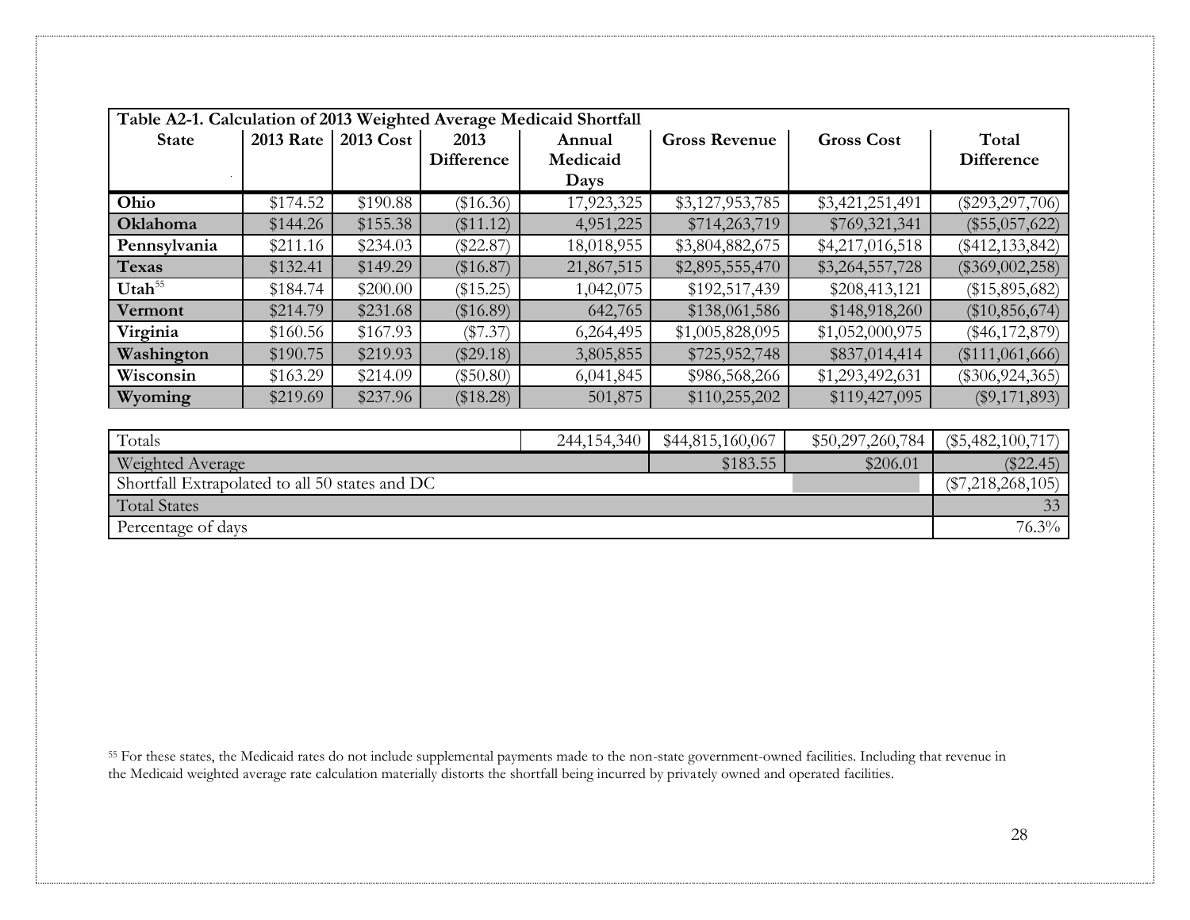**Table A2-1. Calculation of 2013 Weighted Average Medicaid Shortfall**

| State | 2013 Rate | 2013 Cost | 2013 Difference | Annual Medicaid Days | Gross Revenue | Gross Cost | Total Difference |
|---|---|---|---|---|---|---|---|
| **Ohio** | $174.52 | $190.88 | ($16.36) | 17,923,325 | $3,127,953,785 | $3,421,251,491 | ($293,297,706) |
| **Oklahoma** | $144.26 | $155.38 | ($11.12) | 4,951,225 | $714,263,719 | $769,321,341 | ($55,057,622) |
| **Pennsylvania** | $211.16 | $234.03 | ($22.87) | 18,018,955 | $3,804,882,675 | $4,217,016,518 | ($412,133,842) |
| **Texas** | $132.41 | $149.29 | ($16.87) | 21,867,515 | $2,895,555,470 | $3,264,557,728 | ($369,002,258) |
| **Utah**[55] | $184.74 | $200.00 | ($15.25) | 1,042,075 | $192,517,439 | $208,413,121 | ($15,895,682) |
| **Vermont** | $214.79 | $231.68 | ($16.89) | 642,765 | $138,061,586 | $148,918,260 | ($10,856,674) |
| **Virginia** | $160.56 | $167.93 | ($7.37) | 6,264,495 | $1,005,828,095 | $1,052,000,975 | ($46,172,879) |
| **Washington** | $190.75 | $219.93 | ($29.18) | 3,805,855 | $725,952,748 | $837,014,414 | ($111,061,666) |
| **Wisconsin** | $163.29 | $214.09 | ($50.80) | 6,041,845 | $986,568,266 | $1,293,492,631 | ($306,924,365) |
| **Wyoming** | $219.69 | $237.96 | ($18.28) | 501,875 | $110,255,202 | $119,427,095 | ($9,171,893) |

| | Annual Medicaid Days | Gross Revenue | Gross Cost | Total Difference |
|---|---|---|---|---|
| Totals | 244,154,340 | $44,815,160,067 | $50,297,260,784 | ($5,482,100,717) |
| Weighted Average | | $183.55 | $206.01 | ($22.45) |
| Shortfall Extrapolated to all 50 states and DC | | | | ($7,218,268,105) |
| Total States | | | | 33 |
| Percentage of days | | | | 76.3% |

[55] For these states, the Medicaid rates do not include supplemental payments made to the non-state government-owned facilities. Including that revenue in the Medicaid weighted average rate calculation materially distorts the shortfall being incurred by privately owned and operated facilities.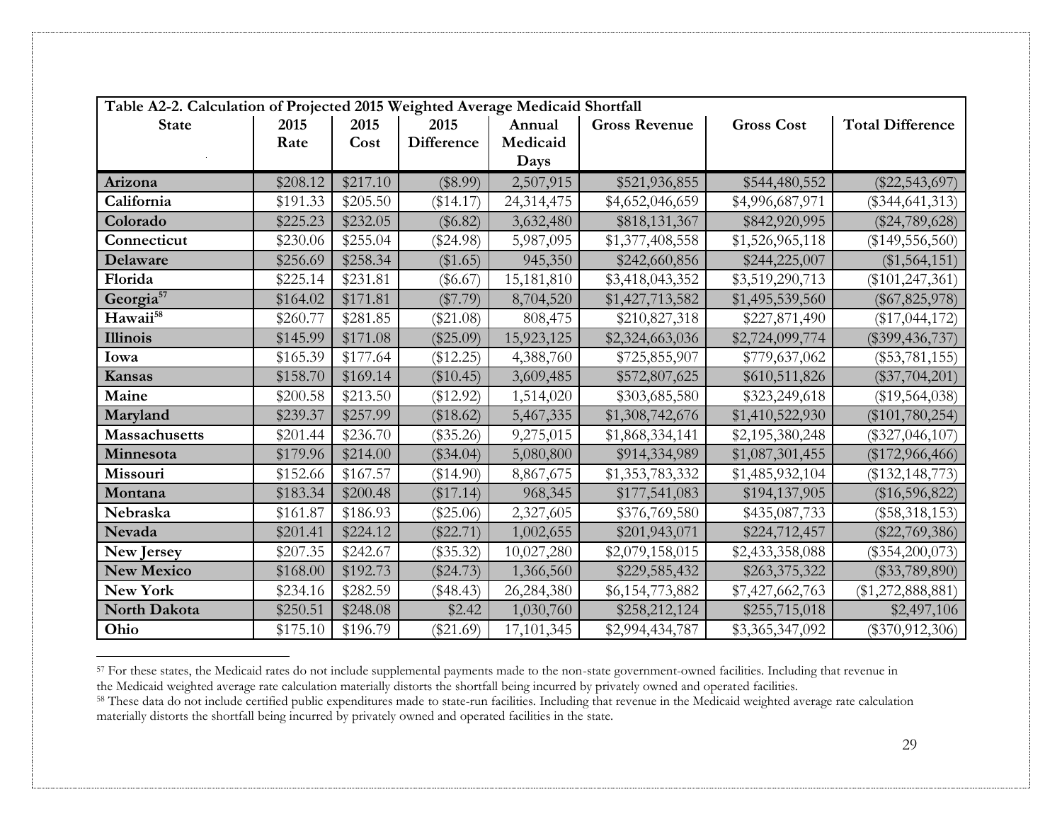| Table A2-2. Calculation of Projected 2015 Weighted Average Medicaid Shortfall | | | | | | | |
|---|---|---|---|---|---|---|---|
| **State** | **2015 Rate** | **2015 Cost** | **2015 Difference** | **Annual Medicaid Days** | **Gross Revenue** | **Gross Cost** | **Total Difference** |
| **Arizona** | $208.12 | $217.10 | ($8.99) | 2,507,915 | $521,936,855 | $544,480,552 | ($22,543,697) |
| **California** | $191.33 | $205.50 | ($14.17) | 24,314,475 | $4,652,046,659 | $4,996,687,971 | ($344,641,313) |
| **Colorado** | $225.23 | $232.05 | ($6.82) | 3,632,480 | $818,131,367 | $842,920,995 | ($24,789,628) |
| **Connecticut** | $230.06 | $255.04 | ($24.98) | 5,987,095 | $1,377,408,558 | $1,526,965,118 | ($149,556,560) |
| **Delaware** | $256.69 | $258.34 | ($1.65) | 945,350 | $242,660,856 | $244,225,007 | ($1,564,151) |
| **Florida** | $225.14 | $231.81 | ($6.67) | 15,181,810 | $3,418,043,352 | $3,519,290,713 | ($101,247,361) |
| **Georgia**[57] | $164.02 | $171.81 | ($7.79) | 8,704,520 | $1,427,713,582 | $1,495,539,560 | ($67,825,978) |
| **Hawaii**[58] | $260.77 | $281.85 | ($21.08) | 808,475 | $210,827,318 | $227,871,490 | ($17,044,172) |
| **Illinois** | $145.99 | $171.08 | ($25.09) | 15,923,125 | $2,324,663,036 | $2,724,099,774 | ($399,436,737) |
| **Iowa** | $165.39 | $177.64 | ($12.25) | 4,388,760 | $725,855,907 | $779,637,062 | ($53,781,155) |
| **Kansas** | $158.70 | $169.14 | ($10.45) | 3,609,485 | $572,807,625 | $610,511,826 | ($37,704,201) |
| **Maine** | $200.58 | $213.50 | ($12.92) | 1,514,020 | $303,685,580 | $323,249,618 | ($19,564,038) |
| **Maryland** | $239.37 | $257.99 | ($18.62) | 5,467,335 | $1,308,742,676 | $1,410,522,930 | ($101,780,254) |
| **Massachusetts** | $201.44 | $236.70 | ($35.26) | 9,275,015 | $1,868,334,141 | $2,195,380,248 | ($327,046,107) |
| **Minnesota** | $179.96 | $214.00 | ($34.04) | 5,080,800 | $914,334,989 | $1,087,301,455 | ($172,966,466) |
| **Missouri** | $152.66 | $167.57 | ($14.90) | 8,867,675 | $1,353,783,332 | $1,485,932,104 | ($132,148,773) |
| **Montana** | $183.34 | $200.48 | ($17.14) | 968,345 | $177,541,083 | $194,137,905 | ($16,596,822) |
| **Nebraska** | $161.87 | $186.93 | ($25.06) | 2,327,605 | $376,769,580 | $435,087,733 | ($58,318,153) |
| **Nevada** | $201.41 | $224.12 | ($22.71) | 1,002,655 | $201,943,071 | $224,712,457 | ($22,769,386) |
| **New Jersey** | $207.35 | $242.67 | ($35.32) | 10,027,280 | $2,079,158,015 | $2,433,358,088 | ($354,200,073) |
| **New Mexico** | $168.00 | $192.73 | ($24.73) | 1,366,560 | $229,585,432 | $263,375,322 | ($33,789,890) |
| **New York** | $234.16 | $282.59 | ($48.43) | 26,284,380 | $6,154,773,882 | $7,427,662,763 | ($1,272,888,881) |
| **North Dakota** | $250.51 | $248.08 | $2.42 | 1,030,760 | $258,212,124 | $255,715,018 | $2,497,106 |
| **Ohio** | $175.10 | $196.79 | ($21.69) | 17,101,345 | $2,994,434,787 | $3,365,347,092 | ($370,912,306) |

[57] For these states, the Medicaid rates do not include supplemental payments made to the non-state government-owned facilities. Including that revenue in the Medicaid weighted average rate calculation materially distorts the shortfall being incurred by privately owned and operated facilities.

[58] These data do not include certified public expenditures made to state-run facilities. Including that revenue in the Medicaid weighted average rate calculation materially distorts the shortfall being incurred by privately owned and operated facilities in the state.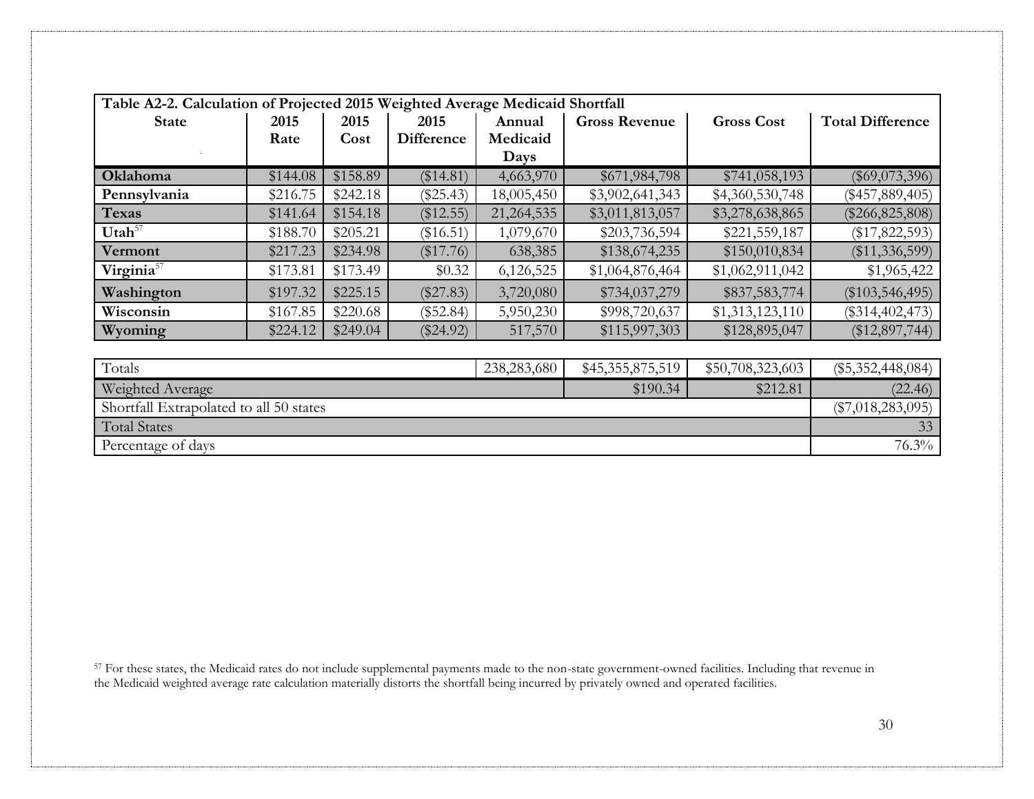| Table A2-2. Calculation of Projected 2015 Weighted Average Medicaid Shortfall | | | | | | | |
|---|---|---|---|---|---|---|---|
| **State** | **2015 Rate** | **2015 Cost** | **2015 Difference** | **Annual Medicaid Days** | **Gross Revenue** | **Gross Cost** | **Total Difference** |
| **Oklahoma** | $144.08 | $158.89 | ($14.81) | 4,663,970 | $671,984,798 | $741,058,193 | ($69,073,396) |
| **Pennsylvania** | $216.75 | $242.18 | ($25.43) | 18,005,450 | $3,902,641,343 | $4,360,530,748 | ($457,889,405) |
| **Texas** | $141.64 | $154.18 | ($12.55) | 21,264,535 | $3,011,813,057 | $3,278,638,865 | ($266,825,808) |
| **Utah**[57] | $188.70 | $205.21 | ($16.51) | 1,079,670 | $203,736,594 | $221,559,187 | ($17,822,593) |
| **Vermont** | $217.23 | $234.98 | ($17.76) | 638,385 | $138,674,235 | $150,010,834 | ($11,336,599) |
| **Virginia**[57] | $173.81 | $173.49 | $0.32 | 6,126,525 | $1,064,876,464 | $1,062,911,042 | $1,965,422 |
| **Washington** | $197.32 | $225.15 | ($27.83) | 3,720,080 | $734,037,279 | $837,583,774 | ($103,546,495) |
| **Wisconsin** | $167.85 | $220.68 | ($52.84) | 5,950,230 | $998,720,637 | $1,313,123,110 | ($314,402,473) |
| **Wyoming** | $224.12 | $249.04 | ($24.92) | 517,570 | $115,997,303 | $128,895,047 | ($12,897,744) |

| | | | |
|---|---|---|---|
| Totals | 238,283,680 | $45,355,875,519 | $50,708,323,603 | ($5,352,448,084) |
| Weighted Average | | $190.34 | $212.81 | (22.46) |
| Shortfall Extrapolated to all 50 states | | | | ($7,018,283,095) |
| Total States | | | | 33 |
| Percentage of days | | | | 76.3% |

[57] For these states, the Medicaid rates do not include supplemental payments made to the non-state government-owned facilities. Including that revenue in the Medicaid weighted average rate calculation materially distorts the shortfall being incurred by privately owned and operated facilities.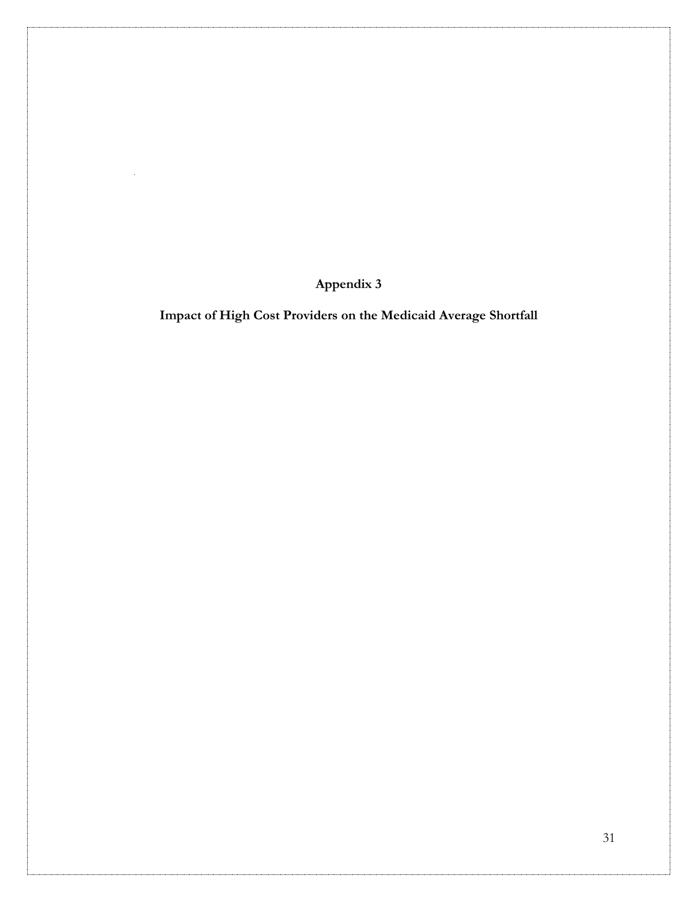# Appendix 3

## Impact of High Cost Providers on the Medicaid Average Shortfall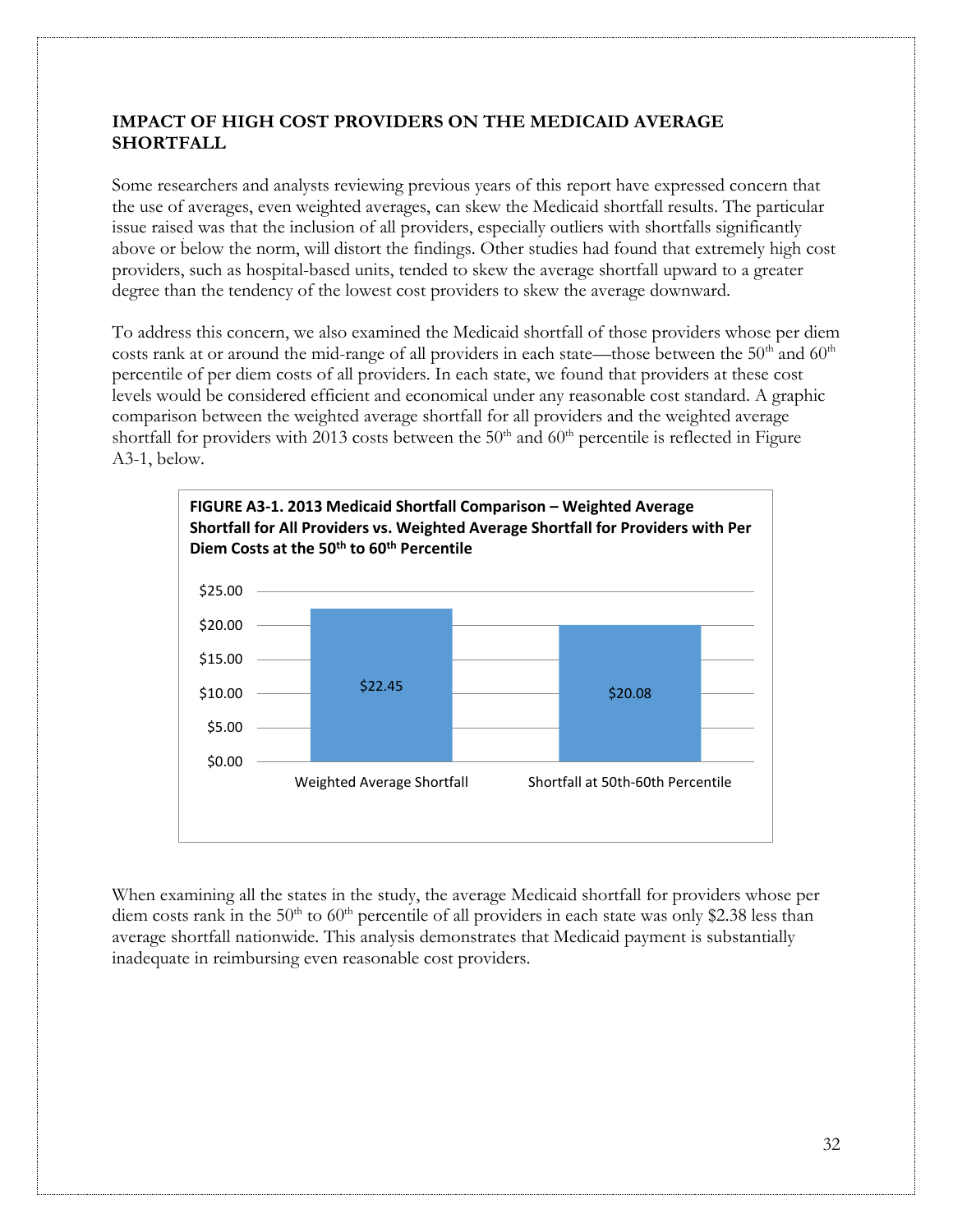## IMPACT OF HIGH COST PROVIDERS ON THE MEDICAID AVERAGE SHORTFALL

Some researchers and analysts reviewing previous years of this report have expressed concern that the use of averages, even weighted averages, can skew the Medicaid shortfall results. The particular issue raised was that the inclusion of all providers, especially outliers with shortfalls significantly above or below the norm, will distort the findings. Other studies had found that extremely high cost providers, such as hospital-based units, tended to skew the average shortfall upward to a greater degree than the tendency of the lowest cost providers to skew the average downward.

To address this concern, we also examined the Medicaid shortfall of those providers whose per diem costs rank at or around the mid-range of all providers in each state—those between the 50th and 60th percentile of per diem costs of all providers. In each state, we found that providers at these cost levels would be considered efficient and economical under any reasonable cost standard. A graphic comparison between the weighted average shortfall for all providers and the weighted average shortfall for providers with 2013 costs between the 50th and 60th percentile is reflected in Figure A3-1, below.

**FIGURE A3-1. 2013 Medicaid Shortfall Comparison – Weighted Average Shortfall for All Providers vs. Weighted Average Shortfall for Providers with Per Diem Costs at the 50th to 60th Percentile**

$25.00
$20.00
$15.00
$10.00
$5.00
$0.00

$22.45
$20.08

Weighted Average Shortfall
Shortfall at 50th-60th Percentile

When examining all the states in the study, the average Medicaid shortfall for providers whose per diem costs rank in the 50th to 60th percentile of all providers in each state was only $2.38 less than average shortfall nationwide. This analysis demonstrates that Medicaid payment is substantially inadequate in reimbursing even reasonable cost providers.